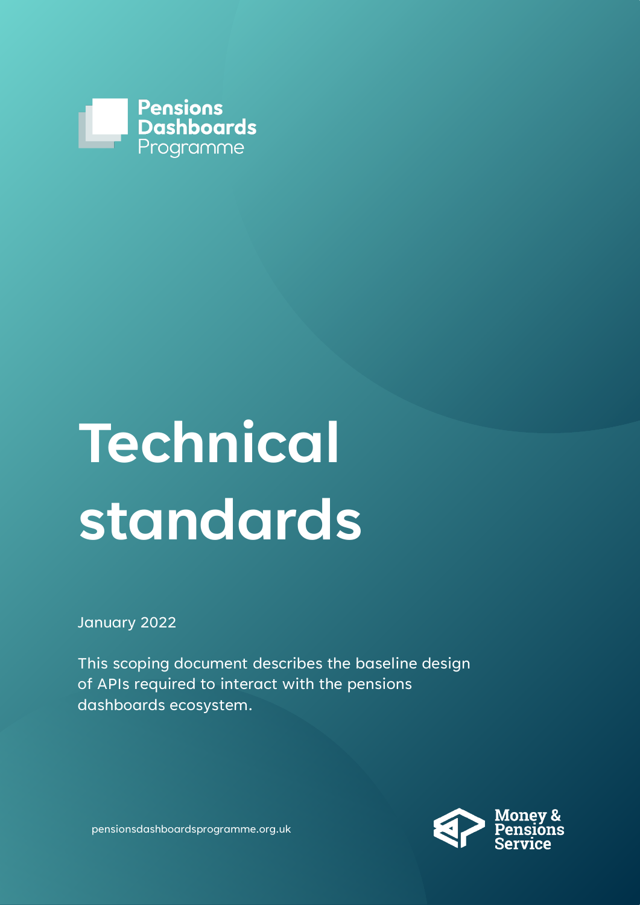Pensions Dashboards Programme

# Technical standards

January 2022

This scoping document describes the baseline design of APIs required to interact with the pensions dashboards ecosystem.

pensionsdashboardsprogramme.org.uk

Money & Pensions Service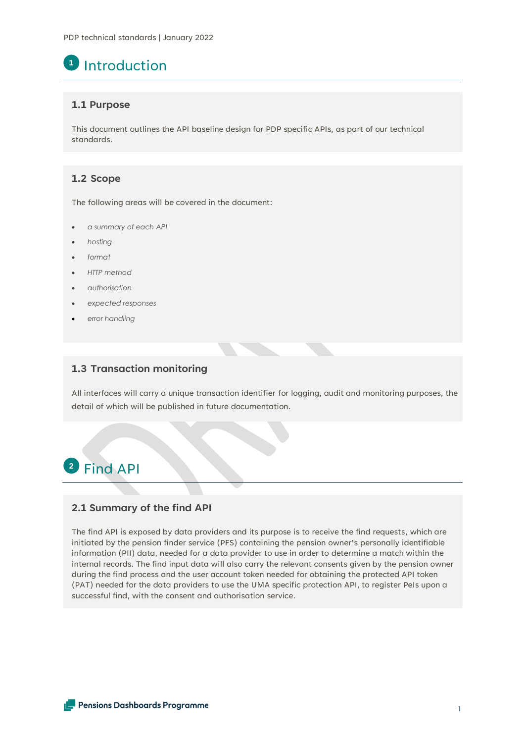# 1 Introduction

## 1.1 Purpose

This document outlines the API baseline design for PDP specific APIs, as part of our technical standards.

## 1.2 Scope

The following areas will be covered in the document:

- *a summary of each API*
- *hosting*
- *format*
- *HTTP method*
- *authorisation*
- *expected responses*
- *error handling*

## 1.3 Transaction monitoring

All interfaces will carry a unique transaction identifier for logging, audit and monitoring purposes, the detail of which will be published in future documentation.

# 2 Find API

## 2.1 Summary of the find API

The find API is exposed by data providers and its purpose is to receive the find requests, which are initiated by the pension finder service (PFS) containing the pension owner's personally identifiable information (PII) data, needed for a data provider to use in order to determine a match within the internal records. The find input data will also carry the relevant consents given by the pension owner during the find process and the user account token needed for obtaining the protected API token (PAT) needed for the data providers to use the UMA specific protection API, to register PeIs upon a successful find, with the consent and authorisation service.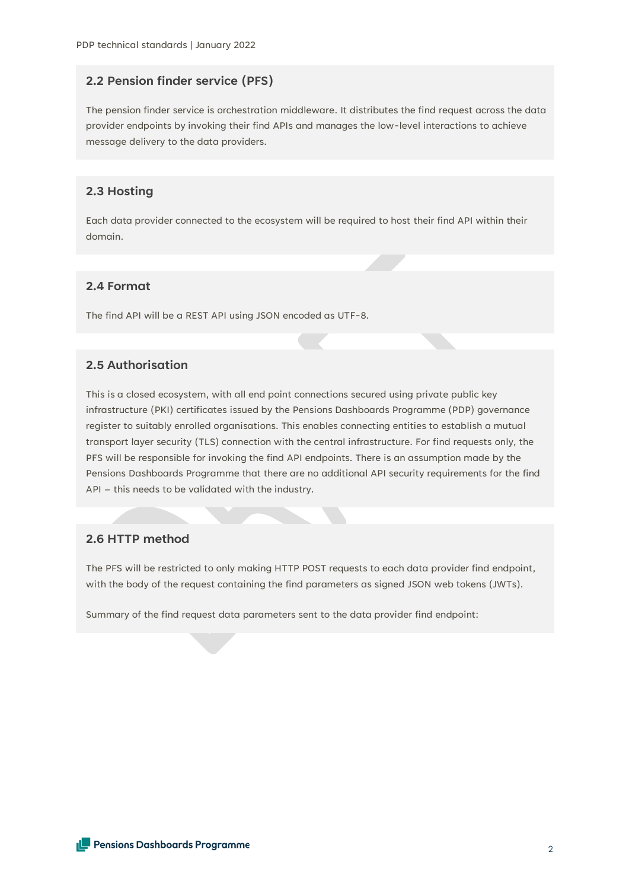## 2.2 Pension finder service (PFS)

The pension finder service is orchestration middleware. It distributes the find request across the data provider endpoints by invoking their find APIs and manages the low-level interactions to achieve message delivery to the data providers.

## 2.3 Hosting

Each data provider connected to the ecosystem will be required to host their find API within their domain.

## 2.4 Format

The find API will be a REST API using JSON encoded as UTF-8.

## 2.5 Authorisation

This is a closed ecosystem, with all end point connections secured using private public key infrastructure (PKI) certificates issued by the Pensions Dashboards Programme (PDP) governance register to suitably enrolled organisations. This enables connecting entities to establish a mutual transport layer security (TLS) connection with the central infrastructure. For find requests only, the PFS will be responsible for invoking the find API endpoints. There is an assumption made by the Pensions Dashboards Programme that there are no additional API security requirements for the find API – this needs to be validated with the industry.

## 2.6 HTTP method

The PFS will be restricted to only making HTTP POST requests to each data provider find endpoint, with the body of the request containing the find parameters as signed JSON web tokens (JWTs).

Summary of the find request data parameters sent to the data provider find endpoint: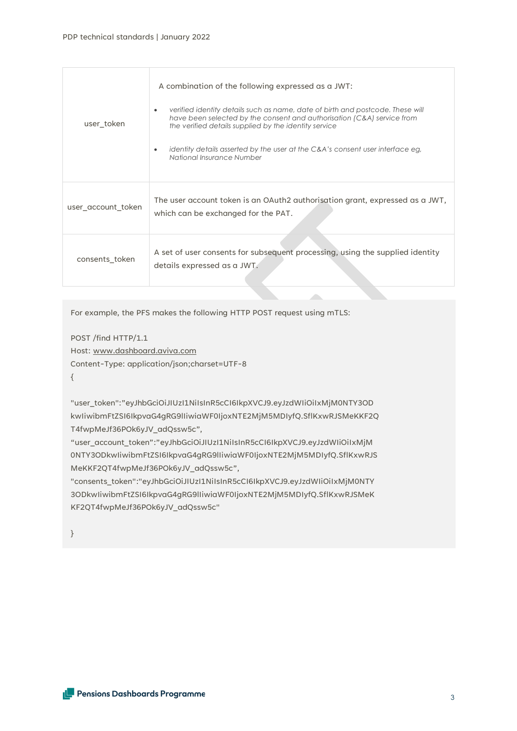| | |
|---|---|
| user_token | A combination of the following expressed as a JWT:<br>• *verified identity details such as name, date of birth and postcode. These will have been selected by the consent and authorisation (C&A) service from the verified details supplied by the identity service*<br>• *identity details asserted by the user at the C&A's consent user interface eg, National Insurance Number* |
| user_account_token | The user account token is an OAuth2 authorisation grant, expressed as a JWT, which can be exchanged for the PAT. |
| consents_token | A set of user consents for subsequent processing, using the supplied identity details expressed as a JWT. |

For example, the PFS makes the following HTTP POST request using mTLS:

```
POST /find HTTP/1.1
Host: www.dashboard.aviva.com
Content-Type: application/json;charset=UTF-8
{

"user_token":"eyJhbGciOiJIUzI1NiIsInR5cCI6IkpXVCJ9.eyJzdWIiOiIxMjM0NTY3OD
kwIiwibmFtZSI6IkpvaG4gRG9lIiwiaWF0IjoxNTE2MjM5MDIyfQ.SflKxwRJSMeKKF2Q
T4fwpMeJf36POk6yJV_adQssw5c",
"user_account_token":"eyJhbGciOiJIUzI1NiIsInR5cCI6IkpXVCJ9.eyJzdWIiOiIxMjM
0NTY3ODkwIiwibmFtZSI6IkpvaG4gRG9lIiwiaWF0IjoxNTE2MjM5MDIyfQ.SflKxwRJS
MeKKF2QT4fwpMeJf36POk6yJV_adQssw5c",
"consents_token":"eyJhbGciOiJIUzI1NiIsInR5cCI6IkpXVCJ9.eyJzdWIiOiIxMjM0NTY
3ODkwIiwibmFtZSI6IkpvaG4gRG9lIiwiaWF0IjoxNTE2MjM5MDIyfQ.SflKxwRJSMeK
KF2QT4fwpMeJf36POk6yJV_adQssw5c"

}
```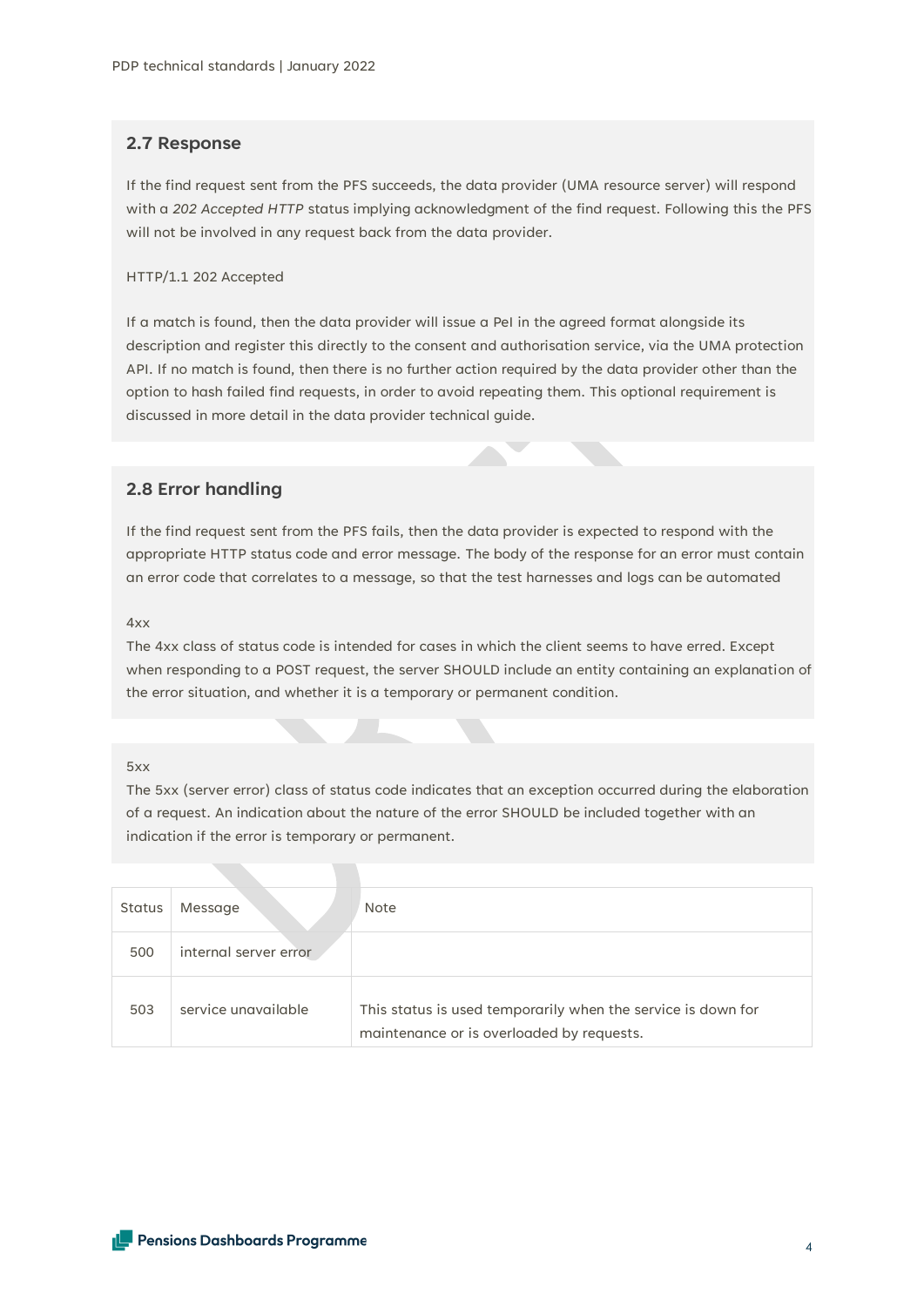## 2.7 Response

If the find request sent from the PFS succeeds, the data provider (UMA resource server) will respond with a *202 Accepted HTTP* status implying acknowledgment of the find request. Following this the PFS will not be involved in any request back from the data provider.

HTTP/1.1 202 Accepted

If a match is found, then the data provider will issue a PeI in the agreed format alongside its description and register this directly to the consent and authorisation service, via the UMA protection API. If no match is found, then there is no further action required by the data provider other than the option to hash failed find requests, in order to avoid repeating them. This optional requirement is discussed in more detail in the data provider technical guide.

## 2.8 Error handling

If the find request sent from the PFS fails, then the data provider is expected to respond with the appropriate HTTP status code and error message. The body of the response for an error must contain an error code that correlates to a message, so that the test harnesses and logs can be automated

4xx
The 4xx class of status code is intended for cases in which the client seems to have erred. Except when responding to a POST request, the server SHOULD include an entity containing an explanation of the error situation, and whether it is a temporary or permanent condition.

5xx
The 5xx (server error) class of status code indicates that an exception occurred during the elaboration of a request. An indication about the nature of the error SHOULD be included together with an indication if the error is temporary or permanent.

| Status | Message | Note |
|---|---|---|
| 500 | internal server error | |
| 503 | service unavailable | This status is used temporarily when the service is down for maintenance or is overloaded by requests. |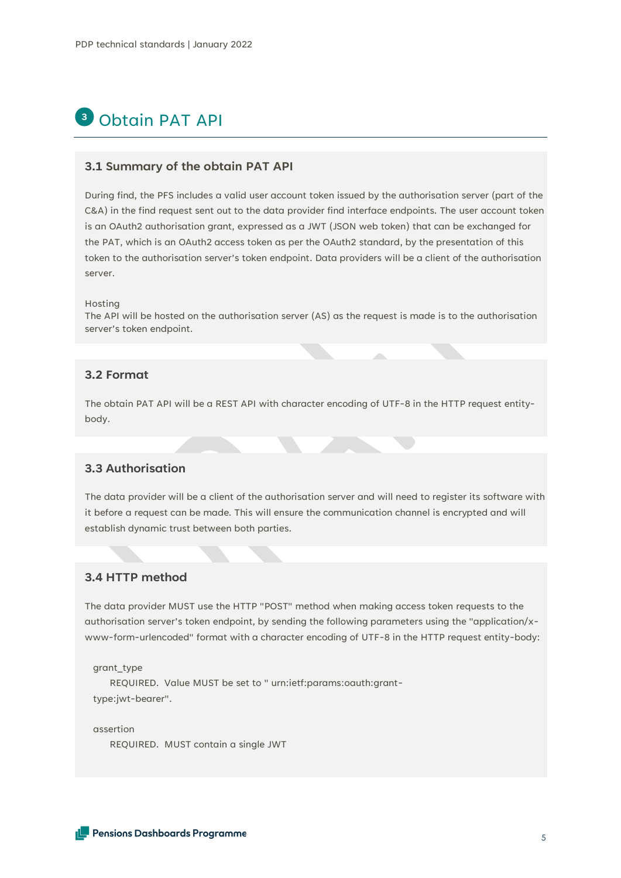# 3 Obtain PAT API

## 3.1 Summary of the obtain PAT API

During find, the PFS includes a valid user account token issued by the authorisation server (part of the C&A) in the find request sent out to the data provider find interface endpoints. The user account token is an OAuth2 authorisation grant, expressed as a JWT (JSON web token) that can be exchanged for the PAT, which is an OAuth2 access token as per the OAuth2 standard, by the presentation of this token to the authorisation server's token endpoint. Data providers will be a client of the authorisation server.

Hosting
The API will be hosted on the authorisation server (AS) as the request is made is to the authorisation server's token endpoint.

## 3.2 Format

The obtain PAT API will be a REST API with character encoding of UTF-8 in the HTTP request entity-body.

## 3.3 Authorisation

The data provider will be a client of the authorisation server and will need to register its software with it before a request can be made. This will ensure the communication channel is encrypted and will establish dynamic trust between both parties.

## 3.4 HTTP method

The data provider MUST use the HTTP "POST" method when making access token requests to the authorisation server's token endpoint, by sending the following parameters using the "application/x-www-form-urlencoded" format with a character encoding of UTF-8 in the HTTP request entity-body:

```
grant_type
     REQUIRED.  Value MUST be set to " urn:ietf:params:oauth:grant-
type:jwt-bearer".

assertion
     REQUIRED.  MUST contain a single JWT
```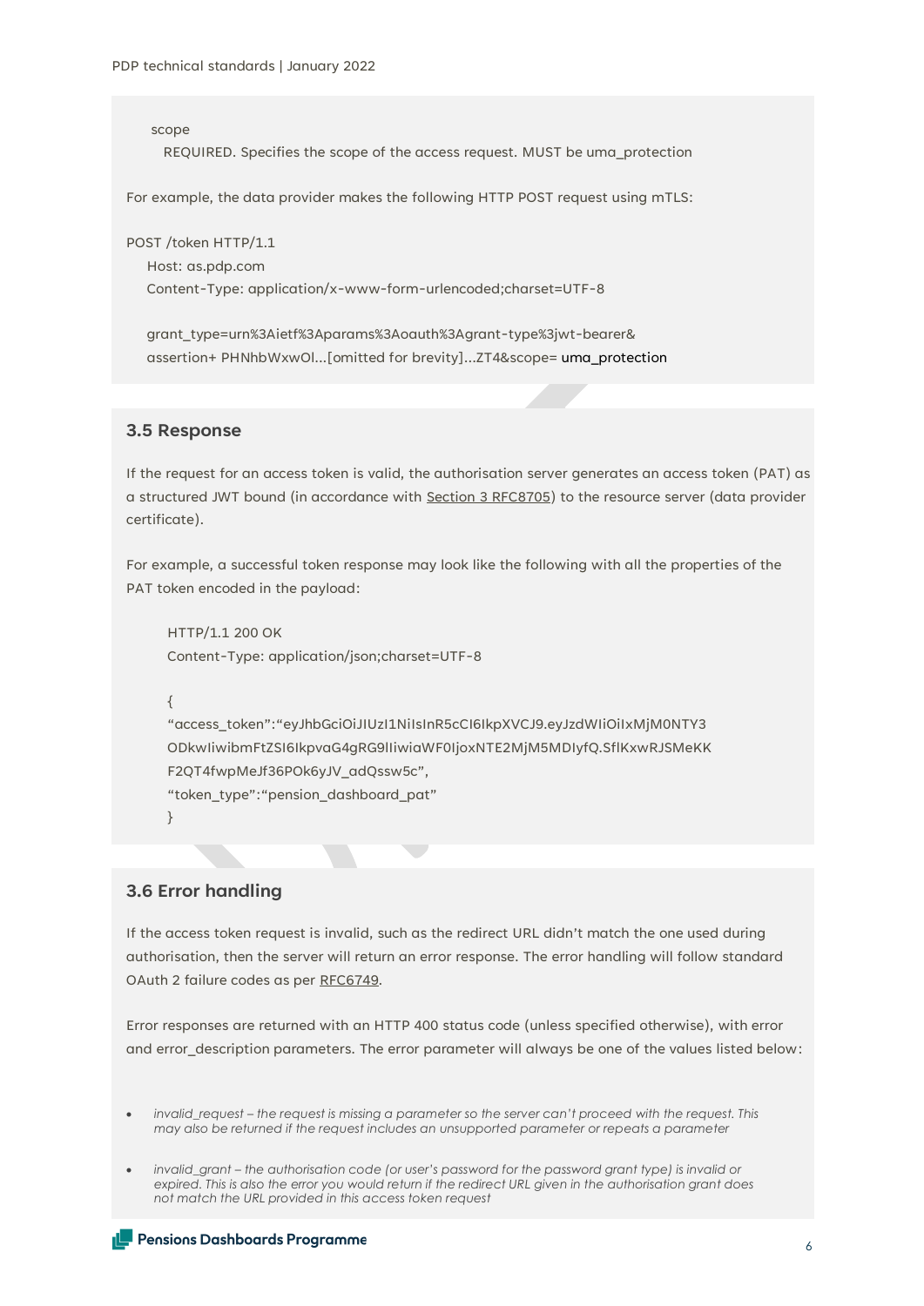```
scope
  REQUIRED. Specifies the scope of the access request. MUST be uma_protection
```

For example, the data provider makes the following HTTP POST request using mTLS:

```
POST /token HTTP/1.1
    Host: as.pdp.com
    Content-Type: application/x-www-form-urlencoded;charset=UTF-8

    grant_type=urn%3Aietf%3Aparams%3Aoauth%3Agrant-type%3jwt-bearer&
    assertion+ PHNhbWxwOl...[omitted for brevity]...ZT4&scope= uma_protection
```

### 3.5 Response

If the request for an access token is valid, the authorisation server generates an access token (PAT) as a structured JWT bound (in accordance with Section 3 RFC8705) to the resource server (data provider certificate).

For example, a successful token response may look like the following with all the properties of the PAT token encoded in the payload:

```
HTTP/1.1 200 OK
Content-Type: application/json;charset=UTF-8

{
"access_token":"eyJhbGciOiJIUzI1NiIsInR5cCI6IkpXVCJ9.eyJzdWIiOiIxMjM0NTY3
ODkwIiwibmFtZSI6IkpvaG4gRG9lIiwiaWF0IjoxNTE2MjM5MDIyfQ.SflKxwRJSMeKK
F2QT4fwpMeJf36POk6yJV_adQssw5c",
"token_type":"pension_dashboard_pat"
}
```

### 3.6 Error handling

If the access token request is invalid, such as the redirect URL didn't match the one used during authorisation, then the server will return an error response. The error handling will follow standard OAuth 2 failure codes as per RFC6749.

Error responses are returned with an HTTP 400 status code (unless specified otherwise), with error and error_description parameters. The error parameter will always be one of the values listed below:

- *invalid_request – the request is missing a parameter so the server can't proceed with the request. This may also be returned if the request includes an unsupported parameter or repeats a parameter*
- *invalid_grant – the authorisation code (or user's password for the password grant type) is invalid or expired. This is also the error you would return if the redirect URL given in the authorisation grant does not match the URL provided in this access token request*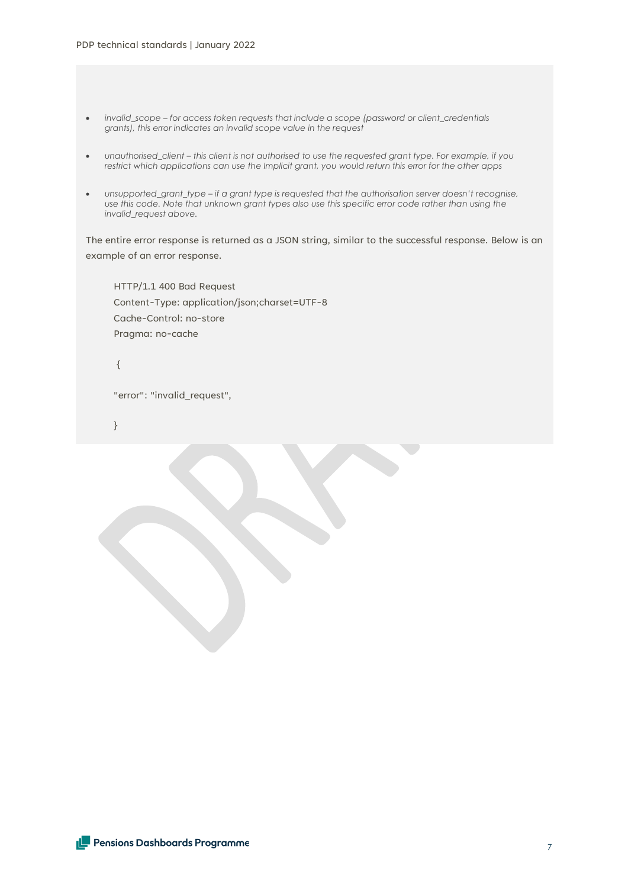- *invalid_scope – for access token requests that include a scope (password or client_credentials grants), this error indicates an invalid scope value in the request*

- *unauthorised_client – this client is not authorised to use the requested grant type. For example, if you restrict which applications can use the Implicit grant, you would return this error for the other apps*

- *unsupported_grant_type – if a grant type is requested that the authorisation server doesn't recognise, use this code. Note that unknown grant types also use this specific error code rather than using the invalid_request above.*

The entire error response is returned as a JSON string, similar to the successful response. Below is an example of an error response.

```
HTTP/1.1 400 Bad Request
Content-Type: application/json;charset=UTF-8
Cache-Control: no-store
Pragma: no-cache

{

"error": "invalid_request",

}
```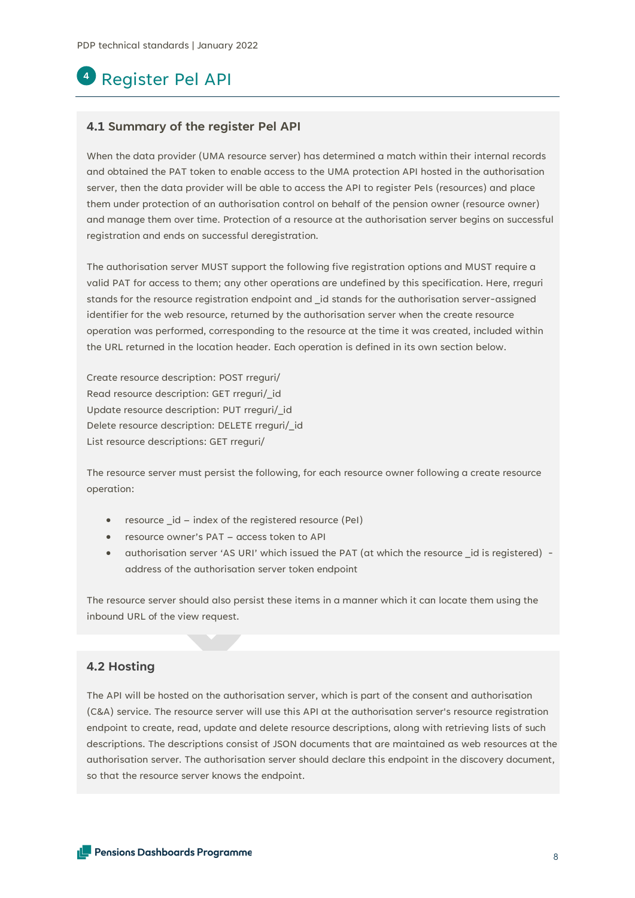# 4 Register PeI API

## 4.1 Summary of the register PeI API

When the data provider (UMA resource server) has determined a match within their internal records and obtained the PAT token to enable access to the UMA protection API hosted in the authorisation server, then the data provider will be able to access the API to register PeIs (resources) and place them under protection of an authorisation control on behalf of the pension owner (resource owner) and manage them over time. Protection of a resource at the authorisation server begins on successful registration and ends on successful deregistration.

The authorisation server MUST support the following five registration options and MUST require a valid PAT for access to them; any other operations are undefined by this specification. Here, rreguri stands for the resource registration endpoint and _id stands for the authorisation server-assigned identifier for the web resource, returned by the authorisation server when the create resource operation was performed, corresponding to the resource at the time it was created, included within the URL returned in the location header. Each operation is defined in its own section below.

Create resource description: POST rreguri/
Read resource description: GET rreguri/_id
Update resource description: PUT rreguri/_id
Delete resource description: DELETE rreguri/_id
List resource descriptions: GET rreguri/

The resource server must persist the following, for each resource owner following a create resource operation:

- resource _id – index of the registered resource (PeI)
- resource owner's PAT – access token to API
- authorisation server 'AS URI' which issued the PAT (at which the resource _id is registered) - address of the authorisation server token endpoint

The resource server should also persist these items in a manner which it can locate them using the inbound URL of the view request.

## 4.2 Hosting

The API will be hosted on the authorisation server, which is part of the consent and authorisation (C&A) service. The resource server will use this API at the authorisation server's resource registration endpoint to create, read, update and delete resource descriptions, along with retrieving lists of such descriptions. The descriptions consist of JSON documents that are maintained as web resources at the authorisation server. The authorisation server should declare this endpoint in the discovery document, so that the resource server knows the endpoint.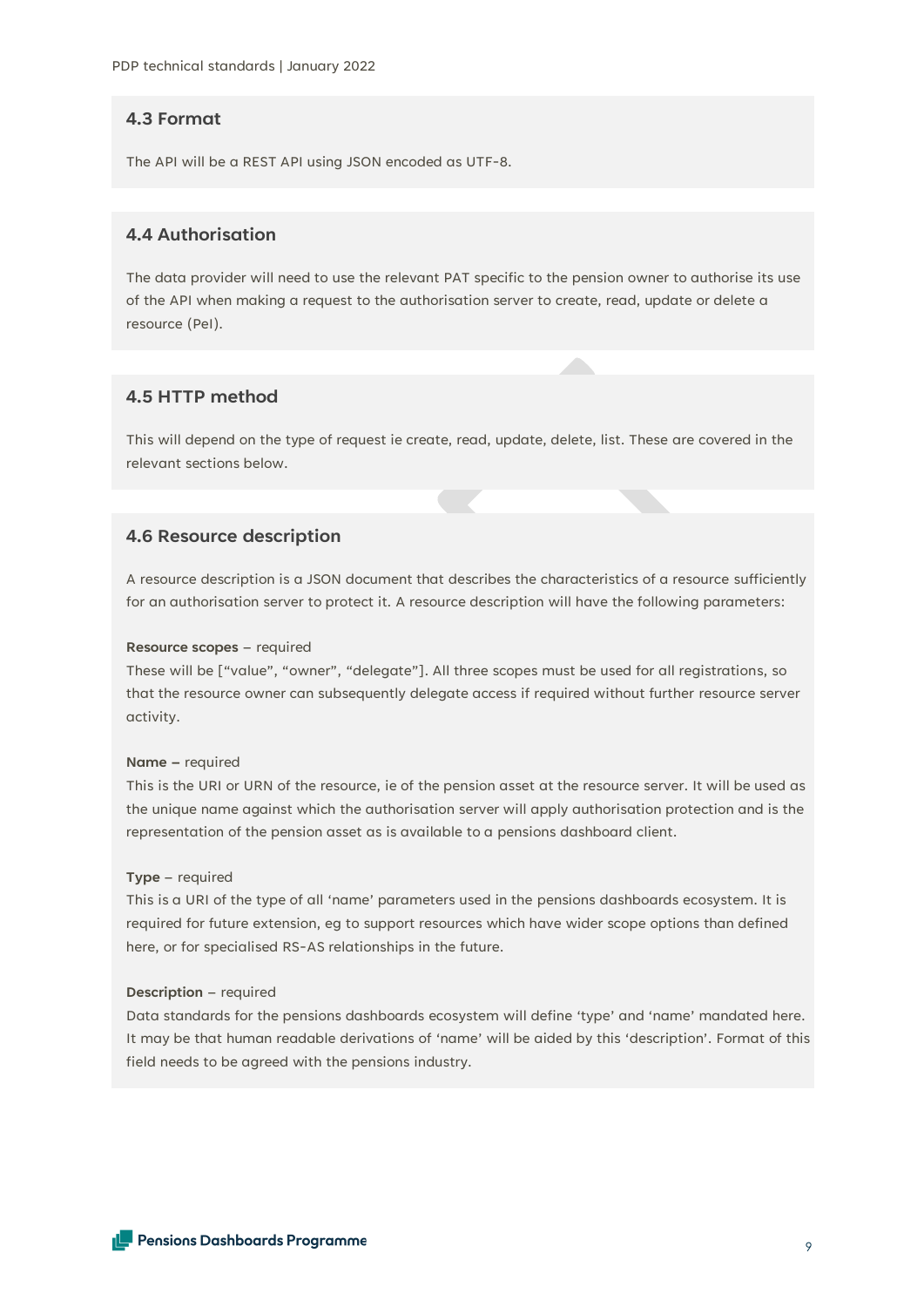## 4.3 Format

The API will be a REST API using JSON encoded as UTF-8.

## 4.4 Authorisation

The data provider will need to use the relevant PAT specific to the pension owner to authorise its use of the API when making a request to the authorisation server to create, read, update or delete a resource (PeI).

## 4.5 HTTP method

This will depend on the type of request ie create, read, update, delete, list. These are covered in the relevant sections below.

## 4.6 Resource description

A resource description is a JSON document that describes the characteristics of a resource sufficiently for an authorisation server to protect it. A resource description will have the following parameters:

**Resource scopes** – required
These will be [“value”, “owner”, “delegate”]. All three scopes must be used for all registrations, so that the resource owner can subsequently delegate access if required without further resource server activity.

**Name –** required
This is the URI or URN of the resource, ie of the pension asset at the resource server. It will be used as the unique name against which the authorisation server will apply authorisation protection and is the representation of the pension asset as is available to a pensions dashboard client.

**Type** – required
This is a URI of the type of all ‘name’ parameters used in the pensions dashboards ecosystem. It is required for future extension, eg to support resources which have wider scope options than defined here, or for specialised RS-AS relationships in the future.

**Description** – required
Data standards for the pensions dashboards ecosystem will define ‘type’ and ‘name’ mandated here. It may be that human readable derivations of ‘name’ will be aided by this ‘description’. Format of this field needs to be agreed with the pensions industry.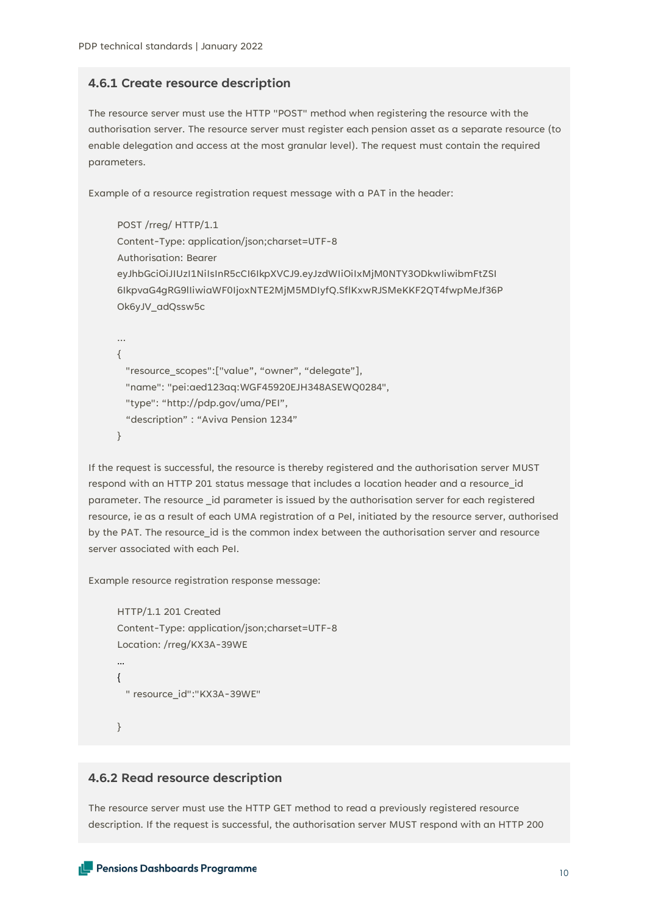### 4.6.1 Create resource description

The resource server must use the HTTP "POST" method when registering the resource with the authorisation server. The resource server must register each pension asset as a separate resource (to enable delegation and access at the most granular level). The request must contain the required parameters.

Example of a resource registration request message with a PAT in the header:

```
POST /rreg/ HTTP/1.1
Content-Type: application/json;charset=UTF-8
Authorisation: Bearer
eyJhbGciOiJIUzI1NiIsInR5cCI6IkpXVCJ9.eyJzdWIiOiIxMjM0NTY3ODkwIiwibmFtZSI
6IkpvaG4gRG9lIiwiaWF0IjoxNTE2MjM5MDIyfQ.SflKxwRJSMeKKF2QT4fwpMeJf36P
Ok6yJV_adQssw5c

...
{
  "resource_scopes":["value", “owner”, “delegate”],
  "name": "pei:aed123aq:WGF45920EJH348ASEWQ0284",
  "type": “http://pdp.gov/uma/PEI”,
  “description” : “Aviva Pension 1234”
}
```

If the request is successful, the resource is thereby registered and the authorisation server MUST respond with an HTTP 201 status message that includes a location header and a resource_id parameter. The resource _id parameter is issued by the authorisation server for each registered resource, ie as a result of each UMA registration of a PeI, initiated by the resource server, authorised by the PAT. The resource_id is the common index between the authorisation server and resource server associated with each PeI.

Example resource registration response message:

```
HTTP/1.1 201 Created
Content-Type: application/json;charset=UTF-8
Location: /rreg/KX3A-39WE
...
{
  " resource_id":"KX3A-39WE"

}
```

### 4.6.2 Read resource description

The resource server must use the HTTP GET method to read a previously registered resource description. If the request is successful, the authorisation server MUST respond with an HTTP 200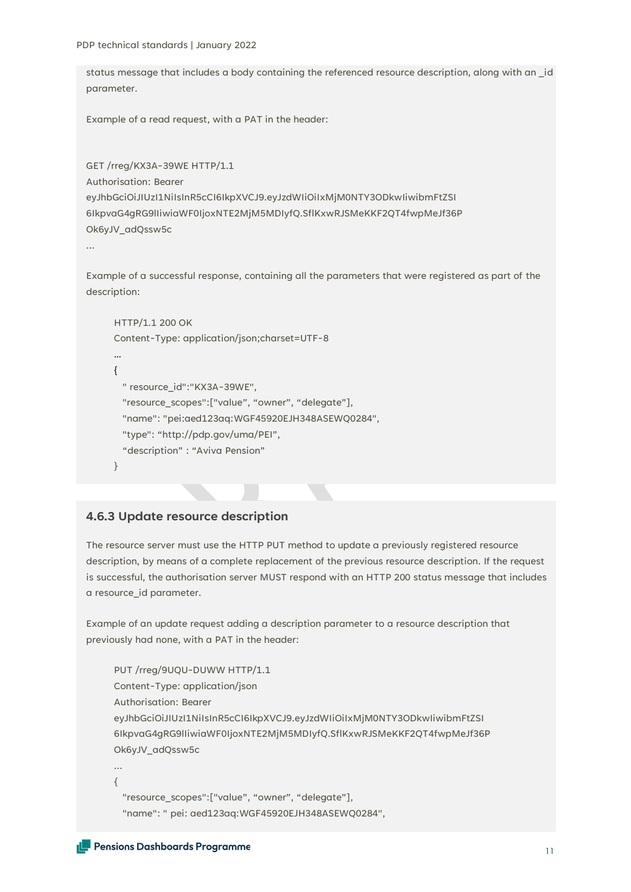status message that includes a body containing the referenced resource description, along with an _id parameter.

Example of a read request, with a PAT in the header:

```
GET /rreg/KX3A-39WE HTTP/1.1
Authorisation: Bearer
eyJhbGciOiJIUzI1NiIsInR5cCI6IkpXVCJ9.eyJzdWIiOiIxMjM0NTY3ODkwIiwibmFtZSI
6IkpvaG4gRG9lIiwiaWF0IjoxNTE2MjM5MDIyfQ.SflKxwRJSMeKKF2QT4fwpMeJf36P
Ok6yJV_adQssw5c
...
```

Example of a successful response, containing all the parameters that were registered as part of the description:

```
HTTP/1.1 200 OK
Content-Type: application/json;charset=UTF-8
...
{
  " resource_id":"KX3A-39WE",
  "resource_scopes":["value", “owner”, “delegate”],
  "name": "pei:aed123aq:WGF45920EJH348ASEWQ0284",
  "type": “http://pdp.gov/uma/PEI”,
  “description” : “Aviva Pension”
}
```

### 4.6.3 Update resource description

The resource server must use the HTTP PUT method to update a previously registered resource description, by means of a complete replacement of the previous resource description. If the request is successful, the authorisation server MUST respond with an HTTP 200 status message that includes a resource_id parameter.

Example of an update request adding a description parameter to a resource description that previously had none, with a PAT in the header:

```
PUT /rreg/9UQU-DUWW HTTP/1.1
Content-Type: application/json
Authorisation: Bearer
eyJhbGciOiJIUzI1NiIsInR5cCI6IkpXVCJ9.eyJzdWIiOiIxMjM0NTY3ODkwIiwibmFtZSI
6IkpvaG4gRG9lIiwiaWF0IjoxNTE2MjM5MDIyfQ.SflKxwRJSMeKKF2QT4fwpMeJf36P
Ok6yJV_adQssw5c
...
{
  "resource_scopes":["value", “owner”, “delegate”],
  "name": " pei: aed123aq:WGF45920EJH348ASEWQ0284",
```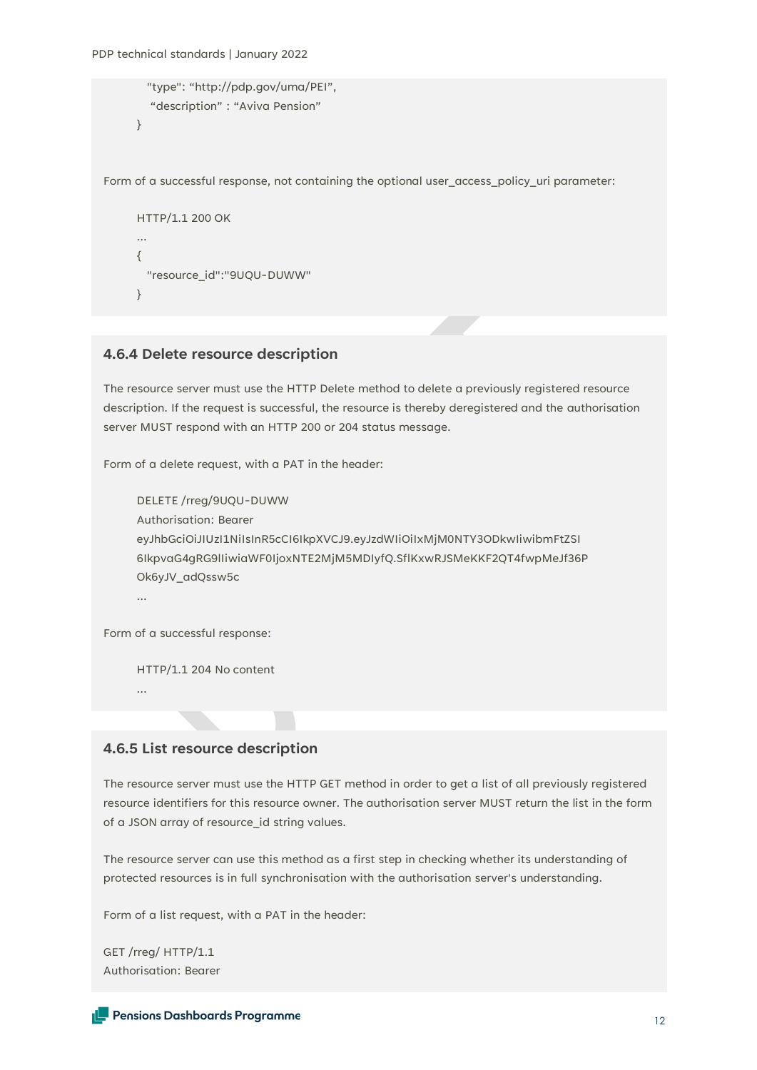```
    "type": "http://pdp.gov/uma/PEI",
    "description" : "Aviva Pension"
}
```

Form of a successful response, not containing the optional user_access_policy_uri parameter:

```
HTTP/1.1 200 OK
...
{
  "resource_id":"9UQU-DUWW"
}
```

### 4.6.4 Delete resource description

The resource server must use the HTTP Delete method to delete a previously registered resource description. If the request is successful, the resource is thereby deregistered and the authorisation server MUST respond with an HTTP 200 or 204 status message.

Form of a delete request, with a PAT in the header:

```
DELETE /rreg/9UQU-DUWW
Authorisation: Bearer
eyJhbGciOiJIUzI1NiIsInR5cCI6IkpXVCJ9.eyJzdWIiOiIxMjM0NTY3ODkwIiwibmFtZSI
6IkpvaG4gRG9lIiwiaWF0IjoxNTE2MjM5MDIyfQ.SflKxwRJSMeKKF2QT4fwpMeJf36P
Ok6yJV_adQssw5c
...
```

Form of a successful response:

```
HTTP/1.1 204 No content
...
```

### 4.6.5 List resource description

The resource server must use the HTTP GET method in order to get a list of all previously registered resource identifiers for this resource owner. The authorisation server MUST return the list in the form of a JSON array of resource_id string values.

The resource server can use this method as a first step in checking whether its understanding of protected resources is in full synchronisation with the authorisation server's understanding.

Form of a list request, with a PAT in the header:

```
GET /rreg/ HTTP/1.1
Authorisation: Bearer
```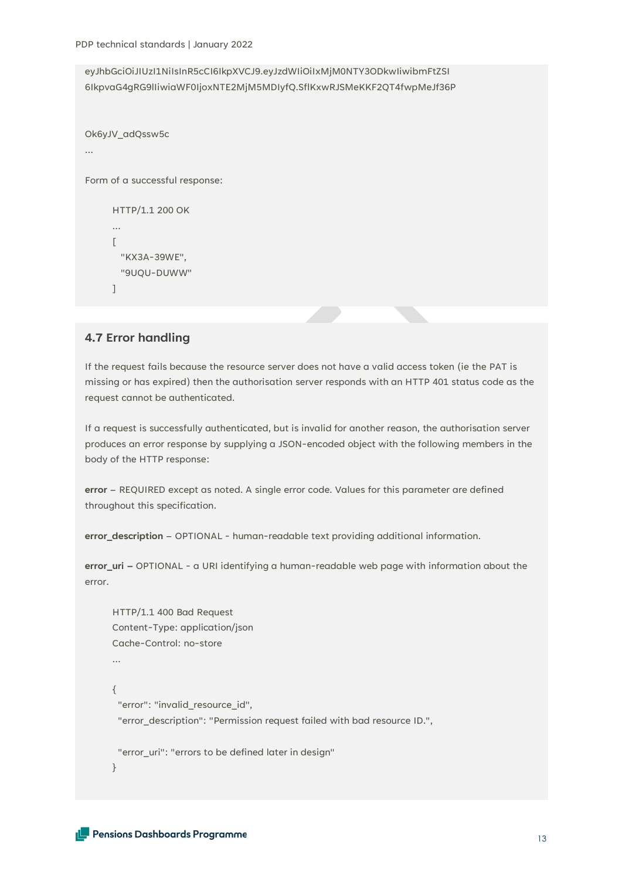```
eyJhbGciOiJIUzI1NiIsInR5cCI6IkpXVCJ9.eyJzdWIiOiIxMjM0NTY3ODkwIiwibmFtZSI
6IkpvaG4gRG9lIiwiaWF0IjoxNTE2MjM5MDIyfQ.SflKxwRJSMeKKF2QT4fwpMeJf36P

Ok6yJV_adQssw5c
...
```

Form of a successful response:

```
HTTP/1.1 200 OK
...
[
  "KX3A-39WE",
  "9UQU-DUWW"
]
```

### 4.7 Error handling

If the request fails because the resource server does not have a valid access token (ie the PAT is missing or has expired) then the authorisation server responds with an HTTP 401 status code as the request cannot be authenticated.

If a request is successfully authenticated, but is invalid for another reason, the authorisation server produces an error response by supplying a JSON-encoded object with the following members in the body of the HTTP response:

**error** – REQUIRED except as noted. A single error code. Values for this parameter are defined throughout this specification.

**error_description** – OPTIONAL - human-readable text providing additional information.

**error_uri –** OPTIONAL - a URI identifying a human-readable web page with information about the error.

```
HTTP/1.1 400 Bad Request
Content-Type: application/json
Cache-Control: no-store
...

{
 "error": "invalid_resource_id",
 "error_description": "Permission request failed with bad resource ID.",

 "error_uri": "errors to be defined later in design"
}
```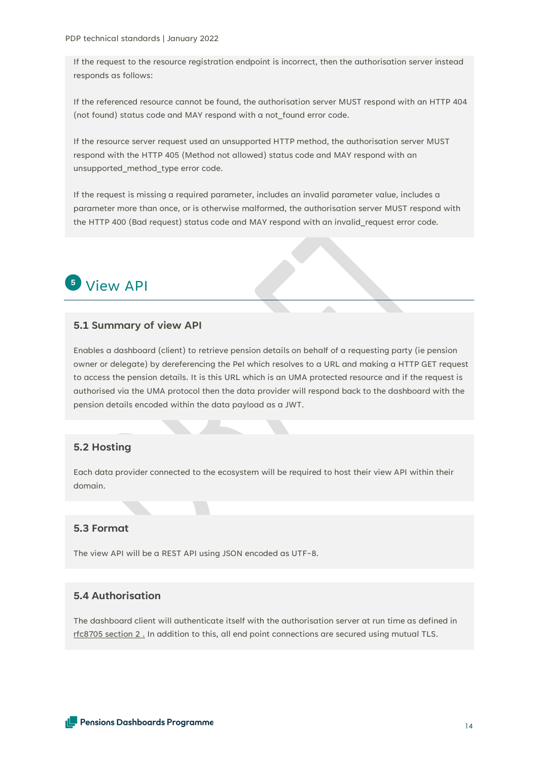If the request to the resource registration endpoint is incorrect, then the authorisation server instead responds as follows:

If the referenced resource cannot be found, the authorisation server MUST respond with an HTTP 404 (not found) status code and MAY respond with a not_found error code.

If the resource server request used an unsupported HTTP method, the authorisation server MUST respond with the HTTP 405 (Method not allowed) status code and MAY respond with an unsupported_method_type error code.

If the request is missing a required parameter, includes an invalid parameter value, includes a parameter more than once, or is otherwise malformed, the authorisation server MUST respond with the HTTP 400 (Bad request) status code and MAY respond with an invalid_request error code.

# 5 View API

## 5.1 Summary of view API

Enables a dashboard (client) to retrieve pension details on behalf of a requesting party (ie pension owner or delegate) by dereferencing the PeI which resolves to a URL and making a HTTP GET request to access the pension details. It is this URL which is an UMA protected resource and if the request is authorised via the UMA protocol then the data provider will respond back to the dashboard with the pension details encoded within the data payload as a JWT.

## 5.2 Hosting

Each data provider connected to the ecosystem will be required to host their view API within their domain.

## 5.3 Format

The view API will be a REST API using JSON encoded as UTF-8.

## 5.4 Authorisation

The dashboard client will authenticate itself with the authorisation server at run time as defined in rfc8705 section 2 . In addition to this, all end point connections are secured using mutual TLS.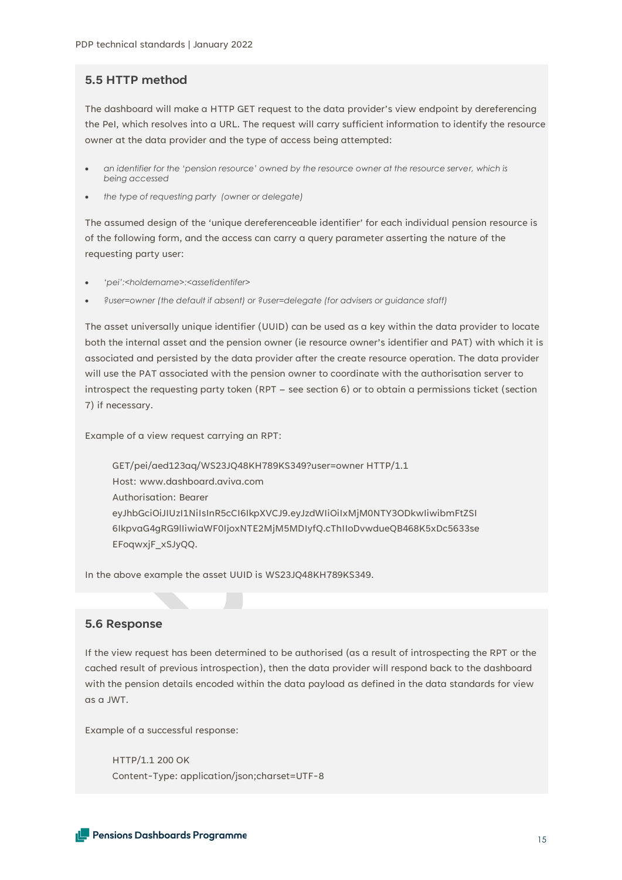## 5.5 HTTP method

The dashboard will make a HTTP GET request to the data provider's view endpoint by dereferencing the PeI, which resolves into a URL. The request will carry sufficient information to identify the resource owner at the data provider and the type of access being attempted:

- *an identifier for the 'pension resource' owned by the resource owner at the resource server, which is being accessed*
- *the type of requesting party (owner or delegate)*

The assumed design of the 'unique dereferenceable identifier' for each individual pension resource is of the following form, and the access can carry a query parameter asserting the nature of the requesting party user:

- *'pei':<holdername>:<assetidentifer>*
- *?user=owner (the default if absent) or ?user=delegate (for advisers or guidance staff)*

The asset universally unique identifier (UUID) can be used as a key within the data provider to locate both the internal asset and the pension owner (ie resource owner's identifier and PAT) with which it is associated and persisted by the data provider after the create resource operation. The data provider will use the PAT associated with the pension owner to coordinate with the authorisation server to introspect the requesting party token (RPT – see section 6) or to obtain a permissions ticket (section 7) if necessary.

Example of a view request carrying an RPT:

```
GET/pei/aed123aq/WS23JQ48KH789KS349?user=owner HTTP/1.1
Host: www.dashboard.aviva.com
Authorisation: Bearer
eyJhbGciOiJIUzI1NiIsInR5cCI6IkpXVCJ9.eyJzdWIiOiIxMjM0NTY3ODkwIiwibmFtZSI
6IkpvaG4gRG9lIiwiaWF0IjoxNTE2MjM5MDIyfQ.cThIIoDvwdueQB468K5xDc5633se
EFoqwxjF_xSJyQQ.
```

In the above example the asset UUID is WS23JQ48KH789KS349.

## 5.6 Response

If the view request has been determined to be authorised (as a result of introspecting the RPT or the cached result of previous introspection), then the data provider will respond back to the dashboard with the pension details encoded within the data payload as defined in the data standards for view as a JWT.

Example of a successful response:

```
HTTP/1.1 200 OK
Content-Type: application/json;charset=UTF-8
```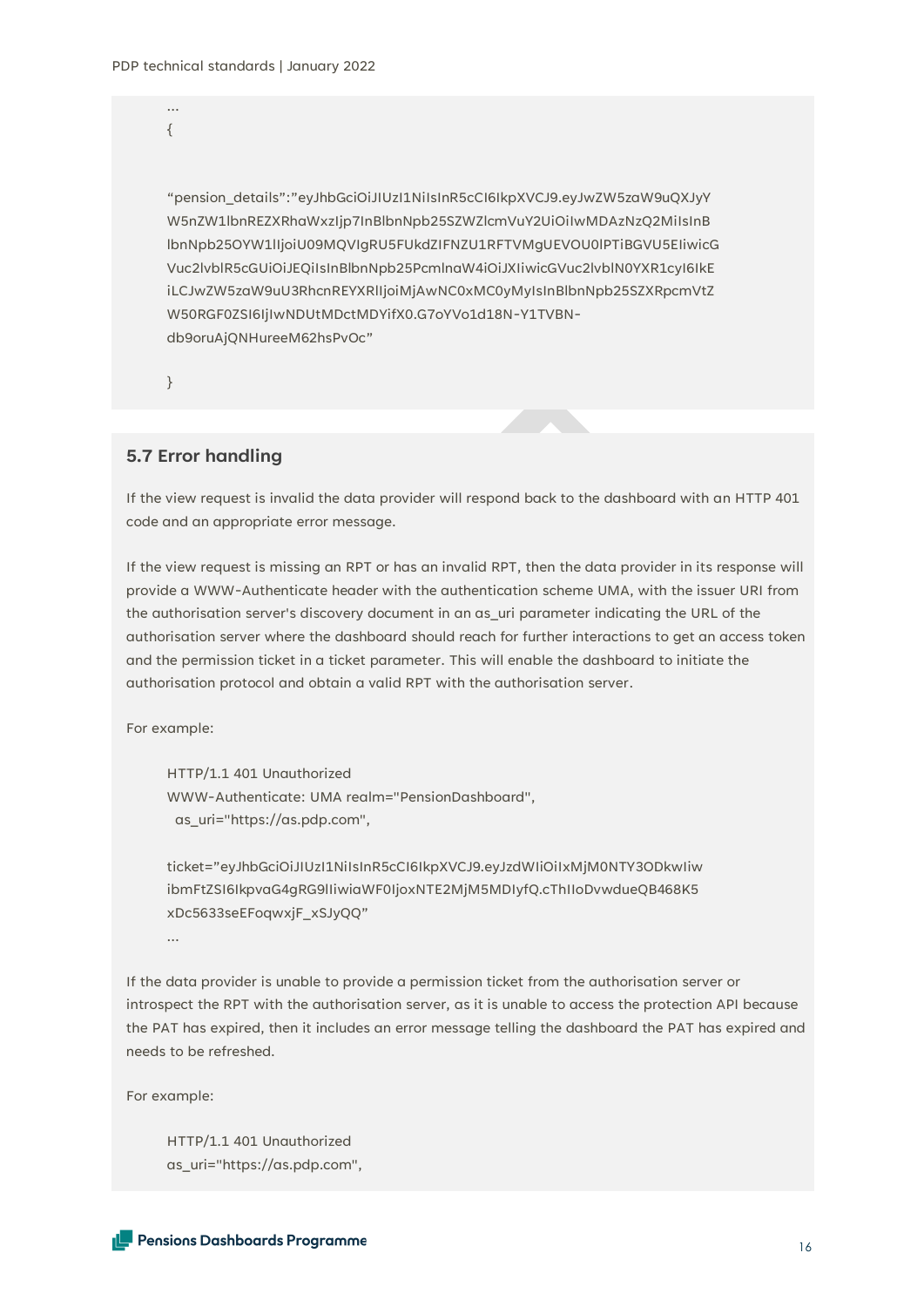```
…
{

"pension_details":"eyJhbGciOiJIUzI1NiIsInR5cCI6IkpXVCJ9.eyJwZW5zaW9uQXJyY
W5nZW1lbnREZXRhaWxzIjp7InBlbnNpb25SZWZlcmVuY2UiOiIwMDAzNzQ2MiIsInB
lbnNpb25OYW1lIjoiU09MQVIgRU5FUkdZIFNZU1RFTVMgUEVOU0lPTiBGVU5EIiwicG
Vuc2lvblR5cGUiOiJEQiIsInBlbnNpb25PcmlnaW4iOiJXIiwicGVuc2lvbl N0YXR1cyI6IkE
iLCJwZW5zaW9uU3RhcnREYXRlIjoiMjAwNC0xMC0yMyIsInBlbnNpb25SZXRpcmVtZ
W50RGF0ZSI6IjIwNDUtMDctMDYifX0.G7oYVo1d18N-Y1TVBN-
db9oruAjQNHureeM62hsPvOc"

}
```

## 5.7 Error handling

If the view request is invalid the data provider will respond back to the dashboard with an HTTP 401 code and an appropriate error message.

If the view request is missing an RPT or has an invalid RPT, then the data provider in its response will provide a WWW-Authenticate header with the authentication scheme UMA, with the issuer URI from the authorisation server's discovery document in an as_uri parameter indicating the URL of the authorisation server where the dashboard should reach for further interactions to get an access token and the permission ticket in a ticket parameter. This will enable the dashboard to initiate the authorisation protocol and obtain a valid RPT with the authorisation server.

For example:

```
HTTP/1.1 401 Unauthorized
WWW-Authenticate: UMA realm="PensionDashboard",
  as_uri="https://as.pdp.com",

ticket="eyJhbGciOiJIUzI1NiIsInR5cCI6IkpXVCJ9.eyJzdWIiOiIxMjM0NTY3ODkwIiw
ibmFtZSI6IkpvaG4gRG9lIiwiaWF0IjoxNTE2MjM5MDIyfQ.cThIIoDvwdueQB468K5
xDc5633seEFoqwxjF_xSJyQQ"
…
```

If the data provider is unable to provide a permission ticket from the authorisation server or introspect the RPT with the authorisation server, as it is unable to access the protection API because the PAT has expired, then it includes an error message telling the dashboard the PAT has expired and needs to be refreshed.

For example:

```
HTTP/1.1 401 Unauthorized
as_uri="https://as.pdp.com",
```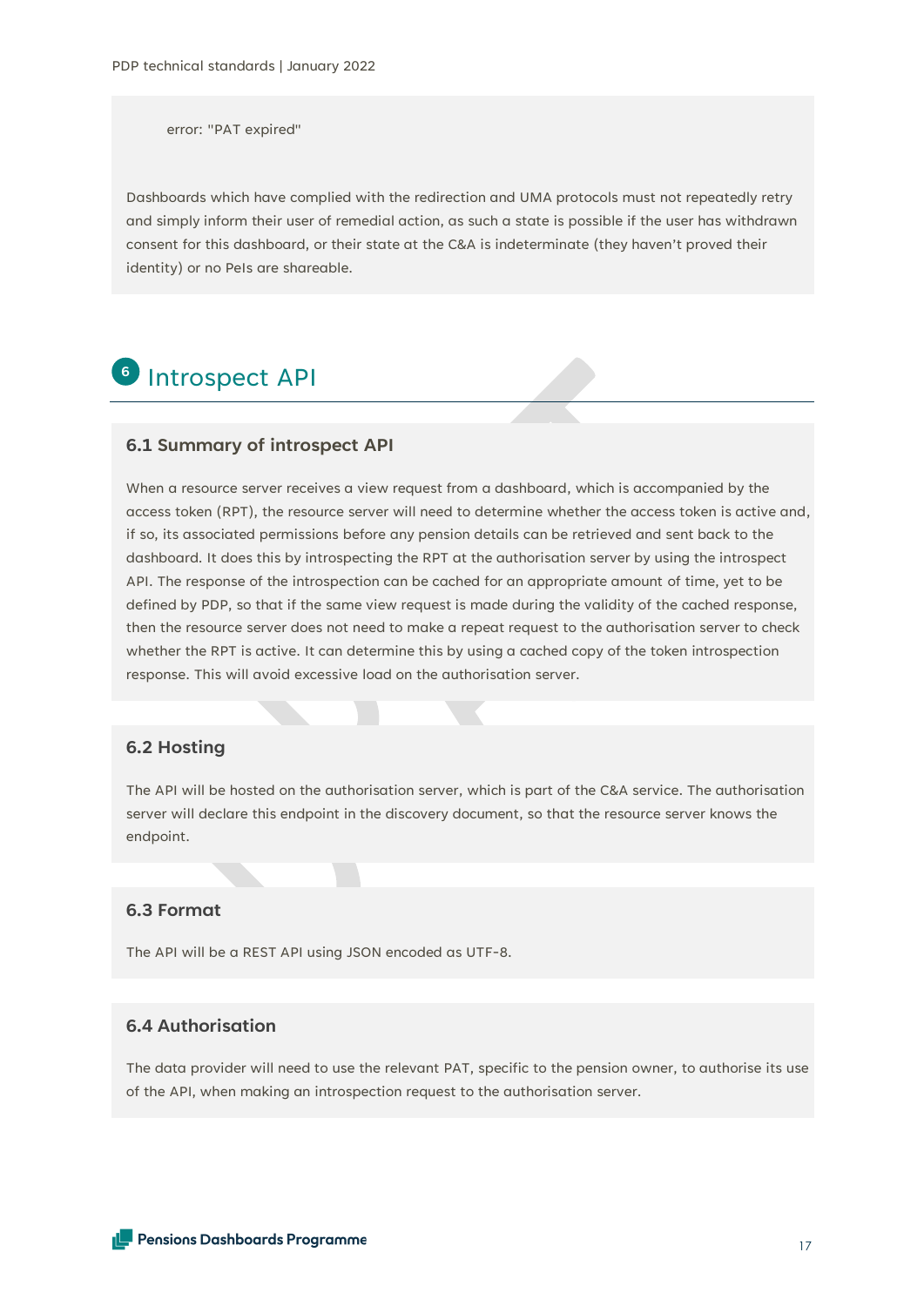```
error: "PAT expired"
```

Dashboards which have complied with the redirection and UMA protocols must not repeatedly retry and simply inform their user of remedial action, as such a state is possible if the user has withdrawn consent for this dashboard, or their state at the C&A is indeterminate (they haven't proved their identity) or no PeIs are shareable.

# 6 Introspect API

## 6.1 Summary of introspect API

When a resource server receives a view request from a dashboard, which is accompanied by the access token (RPT), the resource server will need to determine whether the access token is active and, if so, its associated permissions before any pension details can be retrieved and sent back to the dashboard. It does this by introspecting the RPT at the authorisation server by using the introspect API. The response of the introspection can be cached for an appropriate amount of time, yet to be defined by PDP, so that if the same view request is made during the validity of the cached response, then the resource server does not need to make a repeat request to the authorisation server to check whether the RPT is active. It can determine this by using a cached copy of the token introspection response. This will avoid excessive load on the authorisation server.

## 6.2 Hosting

The API will be hosted on the authorisation server, which is part of the C&A service. The authorisation server will declare this endpoint in the discovery document, so that the resource server knows the endpoint.

## 6.3 Format

The API will be a REST API using JSON encoded as UTF-8.

## 6.4 Authorisation

The data provider will need to use the relevant PAT, specific to the pension owner, to authorise its use of the API, when making an introspection request to the authorisation server.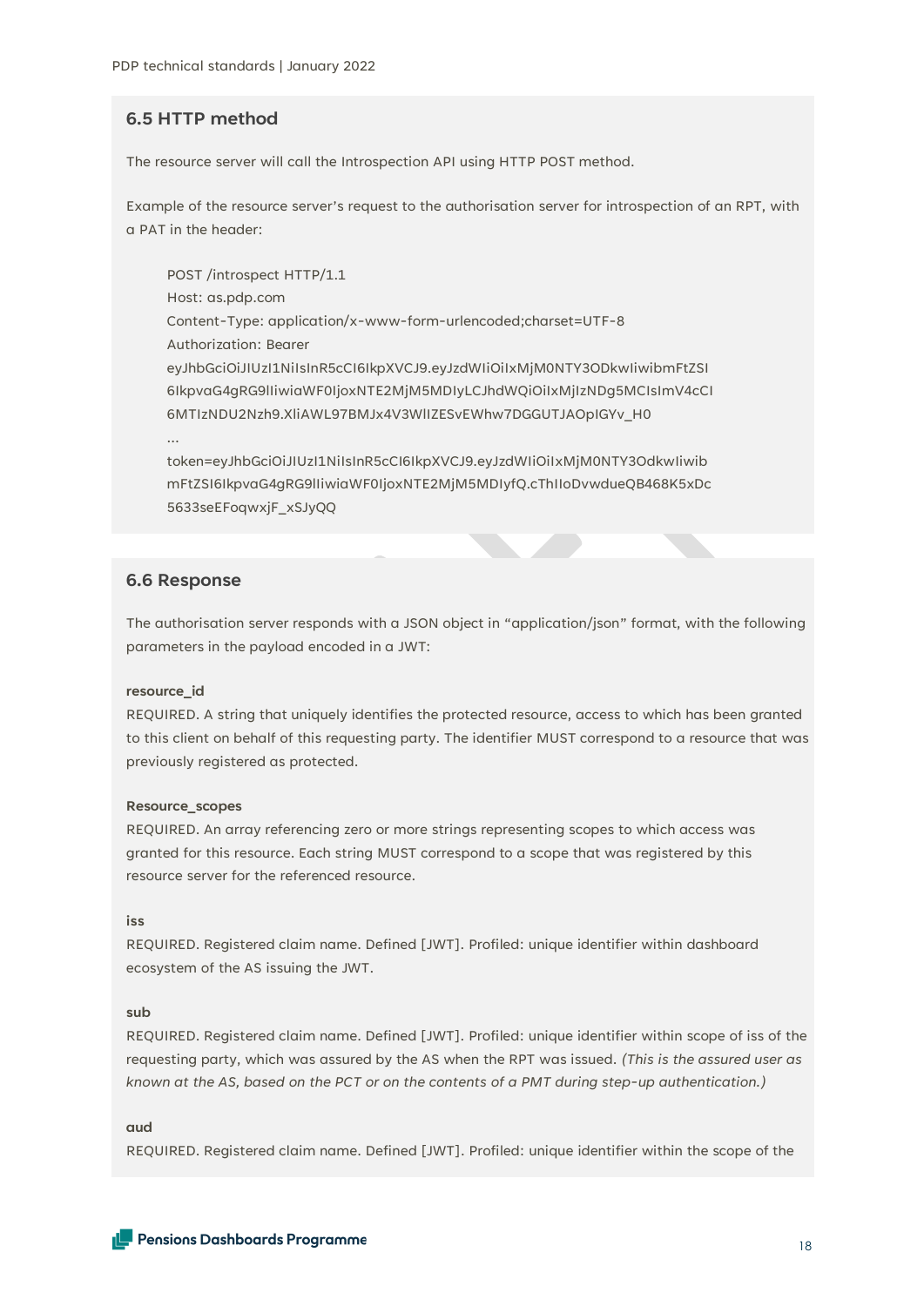## 6.5 HTTP method

The resource server will call the Introspection API using HTTP POST method.

Example of the resource server's request to the authorisation server for introspection of an RPT, with a PAT in the header:

```
POST /introspect HTTP/1.1
Host: as.pdp.com
Content-Type: application/x-www-form-urlencoded;charset=UTF-8
Authorization: Bearer
eyJhbGciOiJIUzI1NiIsInR5cCI6IkpXVCJ9.eyJzdWIiOiIxMjM0NTY3ODkwIiwibmFtZSI
6IkpvaG4gRG9lIiwiaWF0IjoxNTE2MjM5MDIyLCJhdWQiOiIxMjIzNDg5MCIsImV4cCI
6MTIzNDU2Nzh9.XliAWL97BMJx4V3WlIZESvEWhw7DGGUTJAOpIGYv_H0
...
token=eyJhbGciOiJIUzI1NiIsInR5cCI6IkpXVCJ9.eyJzdWIiOiIxMjM0NTY3ODkwIiwib
mFtZSI6IkpvaG4gRG9lIiwiaWF0IjoxNTE2MjM5MDIyfQ.cThIIoDvwdueQB468K5xDc
5633seEFoqwxjF_xSJyQQ
```

## 6.6 Response

The authorisation server responds with a JSON object in "application/json" format, with the following parameters in the payload encoded in a JWT:

**resource_id**
REQUIRED. A string that uniquely identifies the protected resource, access to which has been granted to this client on behalf of this requesting party. The identifier MUST correspond to a resource that was previously registered as protected.

**Resource_scopes**
REQUIRED. An array referencing zero or more strings representing scopes to which access was granted for this resource. Each string MUST correspond to a scope that was registered by this resource server for the referenced resource.

**iss**
REQUIRED. Registered claim name. Defined [JWT]. Profiled: unique identifier within dashboard ecosystem of the AS issuing the JWT.

**sub**
REQUIRED. Registered claim name. Defined [JWT]. Profiled: unique identifier within scope of iss of the requesting party, which was assured by the AS when the RPT was issued. *(This is the assured user as known at the AS, based on the PCT or on the contents of a PMT during step-up authentication.)*

**aud**
REQUIRED. Registered claim name. Defined [JWT]. Profiled: unique identifier within the scope of the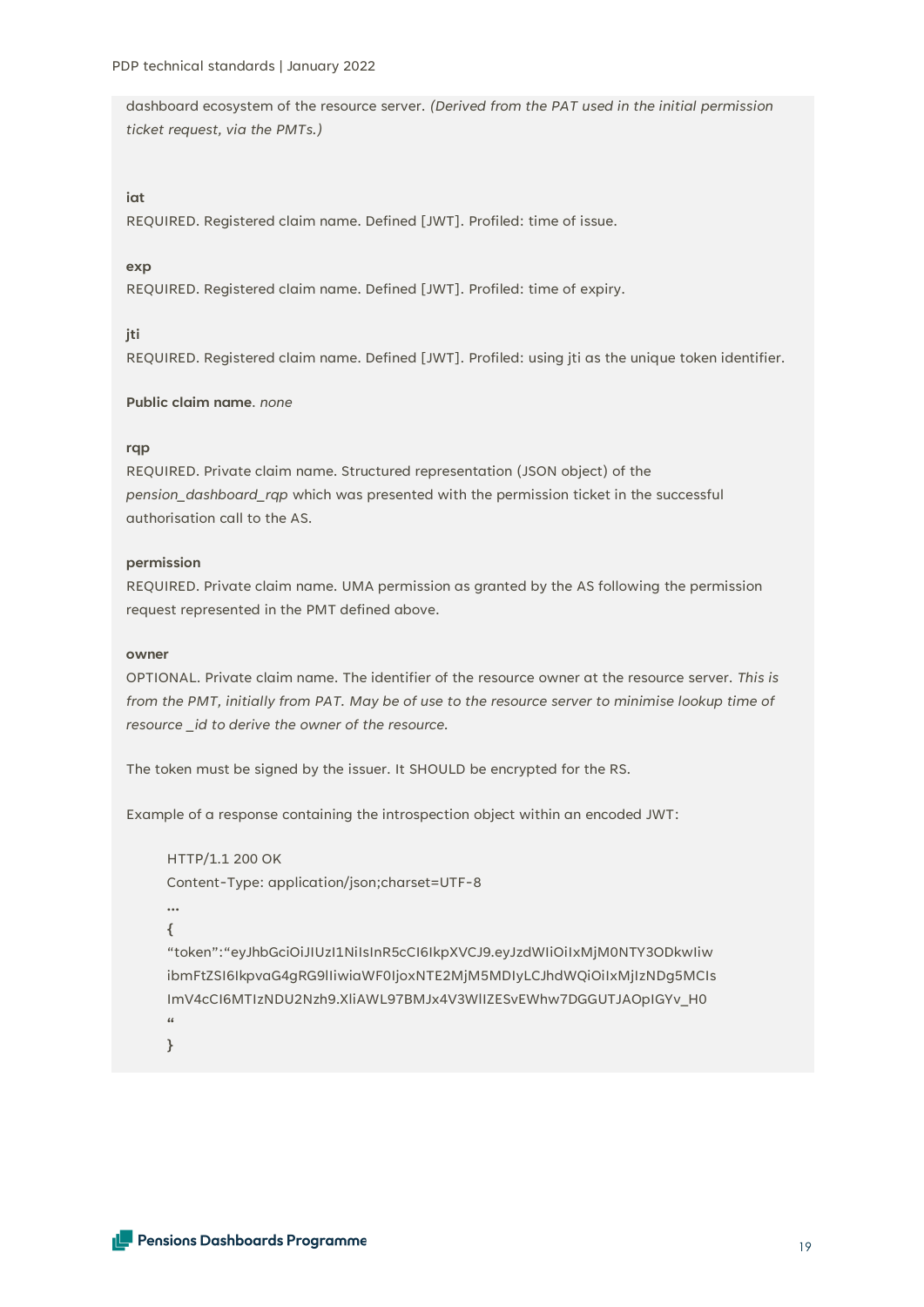dashboard ecosystem of the resource server. *(Derived from the PAT used in the initial permission ticket request, via the PMTs.)*

**iat**

REQUIRED. Registered claim name. Defined [JWT]. Profiled: time of issue.

**exp**

REQUIRED. Registered claim name. Defined [JWT]. Profiled: time of expiry.

**jti**

REQUIRED. Registered claim name. Defined [JWT]. Profiled: using jti as the unique token identifier.

**Public claim name**. *none*

**rqp**

REQUIRED. Private claim name. Structured representation (JSON object) of the *pension_dashboard_rqp* which was presented with the permission ticket in the successful authorisation call to the AS.

**permission**

REQUIRED. Private claim name. UMA permission as granted by the AS following the permission request represented in the PMT defined above.

**owner**

OPTIONAL. Private claim name. The identifier of the resource owner at the resource server. *This is from the PMT, initially from PAT. May be of use to the resource server to minimise lookup time of resource _id to derive the owner of the resource.*

The token must be signed by the issuer. It SHOULD be encrypted for the RS.

Example of a response containing the introspection object within an encoded JWT:

```
HTTP/1.1 200 OK
Content-Type: application/json;charset=UTF-8
…
{
"token":"eyJhbGciOiJIUzI1NiIsInR5cCI6IkpXVCJ9.eyJzdWIiOiIxMjM0NTY3ODkwIiw
ibmFtZSI6IkpvaG4gRG9lIiwiaWF0IjoxNTE2MjM5MDIyLCJhdWQiOiIxMjIzNDg5MCIs
ImV4cCI6MTIzNDU2Nzh9.XliAWL97BMJx4V3WlIZESvEWhw7DGGUTJAOpIGYv_H0
"
}
```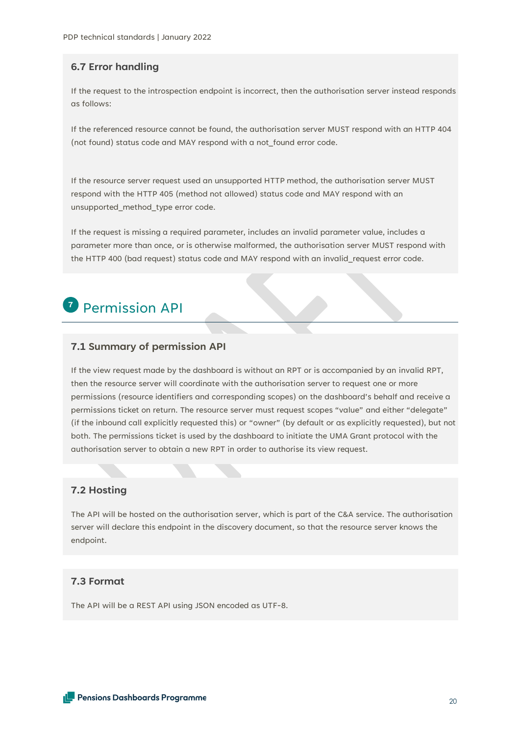### 6.7 Error handling

If the request to the introspection endpoint is incorrect, then the authorisation server instead responds as follows:

If the referenced resource cannot be found, the authorisation server MUST respond with an HTTP 404 (not found) status code and MAY respond with a not_found error code.

If the resource server request used an unsupported HTTP method, the authorisation server MUST respond with the HTTP 405 (method not allowed) status code and MAY respond with an unsupported_method_type error code.

If the request is missing a required parameter, includes an invalid parameter value, includes a parameter more than once, or is otherwise malformed, the authorisation server MUST respond with the HTTP 400 (bad request) status code and MAY respond with an invalid_request error code.

## 7 Permission API

### 7.1 Summary of permission API

If the view request made by the dashboard is without an RPT or is accompanied by an invalid RPT, then the resource server will coordinate with the authorisation server to request one or more permissions (resource identifiers and corresponding scopes) on the dashboard's behalf and receive a permissions ticket on return. The resource server must request scopes "value" and either "delegate" (if the inbound call explicitly requested this) or "owner" (by default or as explicitly requested), but not both. The permissions ticket is used by the dashboard to initiate the UMA Grant protocol with the authorisation server to obtain a new RPT in order to authorise its view request.

### 7.2 Hosting

The API will be hosted on the authorisation server, which is part of the C&A service. The authorisation server will declare this endpoint in the discovery document, so that the resource server knows the endpoint.

### 7.3 Format

The API will be a REST API using JSON encoded as UTF-8.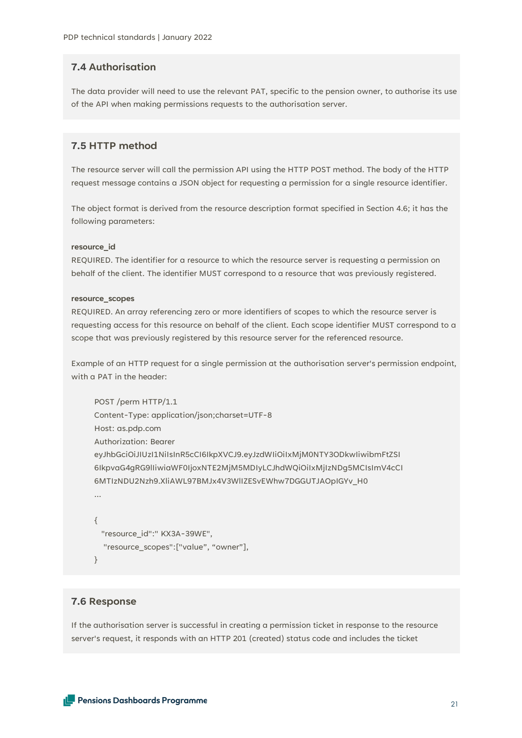## 7.4 Authorisation

The data provider will need to use the relevant PAT, specific to the pension owner, to authorise its use of the API when making permissions requests to the authorisation server.

## 7.5 HTTP method

The resource server will call the permission API using the HTTP POST method. The body of the HTTP request message contains a JSON object for requesting a permission for a single resource identifier.

The object format is derived from the resource description format specified in Section 4.6; it has the following parameters:

**resource_id**
REQUIRED. The identifier for a resource to which the resource server is requesting a permission on behalf of the client. The identifier MUST correspond to a resource that was previously registered.

**resource_scopes**
REQUIRED. An array referencing zero or more identifiers of scopes to which the resource server is requesting access for this resource on behalf of the client. Each scope identifier MUST correspond to a scope that was previously registered by this resource server for the referenced resource.

Example of an HTTP request for a single permission at the authorisation server's permission endpoint, with a PAT in the header:

```
POST /perm HTTP/1.1
Content-Type: application/json;charset=UTF-8
Host: as.pdp.com
Authorization: Bearer
eyJhbGciOiJIUzI1NiIsInR5cCI6IkpXVCJ9.eyJzdWIiOiIxMjM0NTY3ODkwIiwibmFtZSI
6IkpvaG4gRG9lIiwiaWF0IjoxNTE2MjM5MDIyLCJhdWQiOiIxMjIzNDg5MCIsImV4cCI
6MTIzNDU2Nzh9.XliAWL97BMJx4V3WlIZESvEWhw7DGGUTJAOpIGYv_H0
...

{
  "resource_id":" KX3A-39WE",
   "resource_scopes":["value", “owner”],
}
```

## 7.6 Response

If the authorisation server is successful in creating a permission ticket in response to the resource server's request, it responds with an HTTP 201 (created) status code and includes the ticket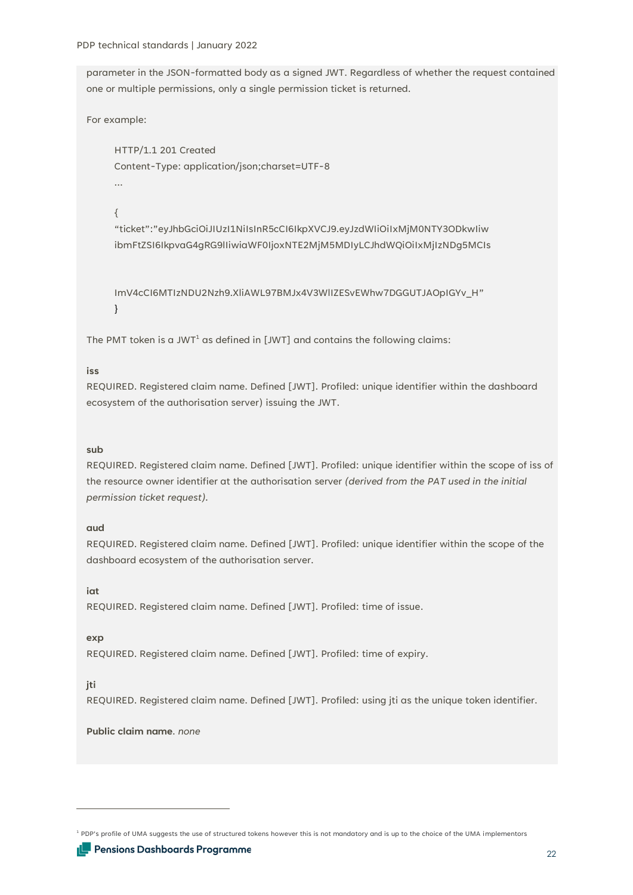parameter in the JSON-formatted body as a signed JWT. Regardless of whether the request contained one or multiple permissions, only a single permission ticket is returned.

For example:

```
HTTP/1.1 201 Created
Content-Type: application/json;charset=UTF-8
...

{
"ticket":"eyJhbGciOiJIUzI1NiIsInR5cCI6IkpXVCJ9.eyJzdWIiOiIxMjM0NTY3ODkwIiw
ibmFtZSI6IkpvaG4gRG9lIiwiaWF0IjoxNTE2MjM5MDIyLCJhdWQiOiIxMjIzNDg5MCIs


ImV4cCI6MTIzNDU2Nzh9.XliAWL97BMJx4V3WlIZESvEWhw7DGGUTJAOpIGYv_H"
}
```

The PMT token is a JWT[1] as defined in [JWT] and contains the following claims:

**iss**
REQUIRED. Registered claim name. Defined [JWT]. Profiled: unique identifier within the dashboard ecosystem of the authorisation server) issuing the JWT.

**sub**
REQUIRED. Registered claim name. Defined [JWT]. Profiled: unique identifier within the scope of iss of the resource owner identifier at the authorisation server *(derived from the PAT used in the initial permission ticket request)*.

**aud**
REQUIRED. Registered claim name. Defined [JWT]. Profiled: unique identifier within the scope of the dashboard ecosystem of the authorisation server.

**iat**
REQUIRED. Registered claim name. Defined [JWT]. Profiled: time of issue.

**exp**
REQUIRED. Registered claim name. Defined [JWT]. Profiled: time of expiry.

**jti**
REQUIRED. Registered claim name. Defined [JWT]. Profiled: using jti as the unique token identifier.

**Public claim name**. *none*

[1] PDP's profile of UMA suggests the use of structured tokens however this is not mandatory and is up to the choice of the UMA implementors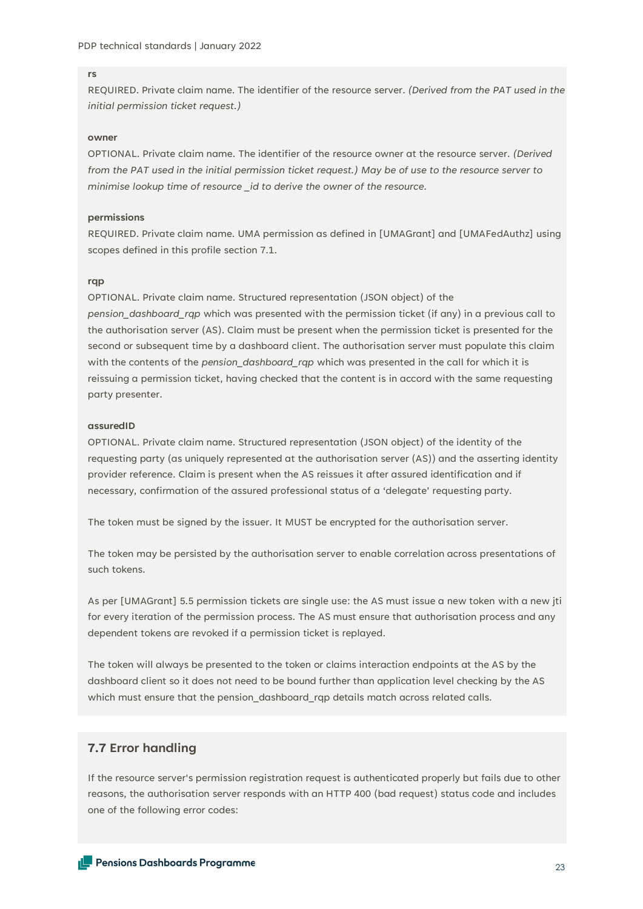**rs**

REQUIRED. Private claim name. The identifier of the resource server. *(Derived from the PAT used in the initial permission ticket request.)*

**owner**

OPTIONAL. Private claim name. The identifier of the resource owner at the resource server. *(Derived from the PAT used in the initial permission ticket request.) May be of use to the resource server to minimise lookup time of resource _id to derive the owner of the resource.*

**permissions**

REQUIRED. Private claim name. UMA permission as defined in [UMAGrant] and [UMAFedAuthz] using scopes defined in this profile section 7.1.

**rqp**

OPTIONAL. Private claim name. Structured representation (JSON object) of the *pension_dashboard_rqp* which was presented with the permission ticket (if any) in a previous call to the authorisation server (AS). Claim must be present when the permission ticket is presented for the second or subsequent time by a dashboard client. The authorisation server must populate this claim with the contents of the *pension_dashboard_rqp* which was presented in the call for which it is reissuing a permission ticket, having checked that the content is in accord with the same requesting party presenter.

**assuredID**

OPTIONAL. Private claim name. Structured representation (JSON object) of the identity of the requesting party (as uniquely represented at the authorisation server (AS)) and the asserting identity provider reference. Claim is present when the AS reissues it after assured identification and if necessary, confirmation of the assured professional status of a 'delegate' requesting party.

The token must be signed by the issuer. It MUST be encrypted for the authorisation server.

The token may be persisted by the authorisation server to enable correlation across presentations of such tokens.

As per [UMAGrant] 5.5 permission tickets are single use: the AS must issue a new token with a new jti for every iteration of the permission process. The AS must ensure that authorisation process and any dependent tokens are revoked if a permission ticket is replayed.

The token will always be presented to the token or claims interaction endpoints at the AS by the dashboard client so it does not need to be bound further than application level checking by the AS which must ensure that the pension_dashboard_rqp details match across related calls.

## 7.7 Error handling

If the resource server's permission registration request is authenticated properly but fails due to other reasons, the authorisation server responds with an HTTP 400 (bad request) status code and includes one of the following error codes: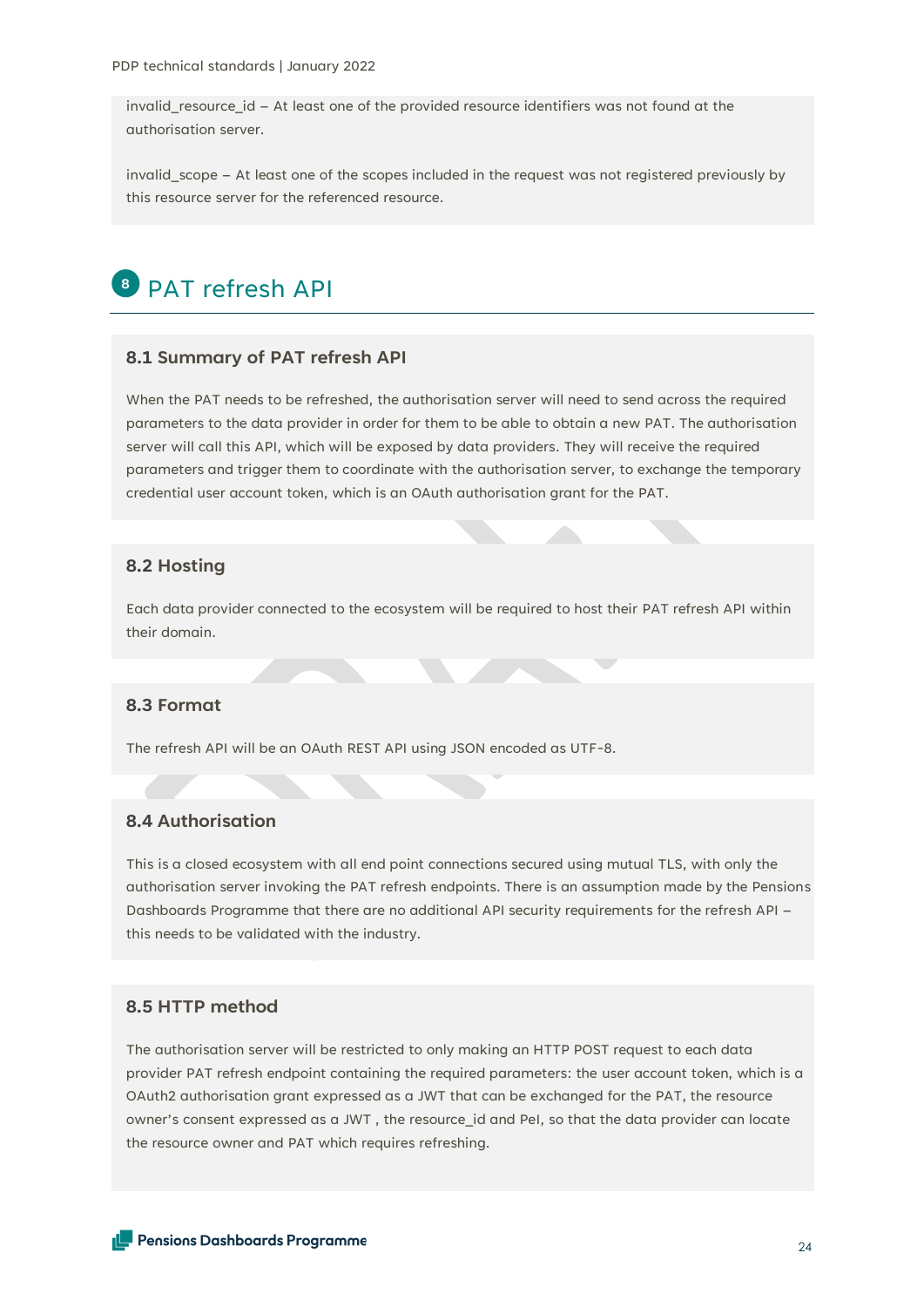invalid_resource_id – At least one of the provided resource identifiers was not found at the authorisation server.

invalid_scope – At least one of the scopes included in the request was not registered previously by this resource server for the referenced resource.

# 8 PAT refresh API

## 8.1 Summary of PAT refresh API

When the PAT needs to be refreshed, the authorisation server will need to send across the required parameters to the data provider in order for them to be able to obtain a new PAT. The authorisation server will call this API, which will be exposed by data providers. They will receive the required parameters and trigger them to coordinate with the authorisation server, to exchange the temporary credential user account token, which is an OAuth authorisation grant for the PAT.

## 8.2 Hosting

Each data provider connected to the ecosystem will be required to host their PAT refresh API within their domain.

## 8.3 Format

The refresh API will be an OAuth REST API using JSON encoded as UTF-8.

## 8.4 Authorisation

This is a closed ecosystem with all end point connections secured using mutual TLS, with only the authorisation server invoking the PAT refresh endpoints. There is an assumption made by the Pensions Dashboards Programme that there are no additional API security requirements for the refresh API – this needs to be validated with the industry.

## 8.5 HTTP method

The authorisation server will be restricted to only making an HTTP POST request to each data provider PAT refresh endpoint containing the required parameters: the user account token, which is a OAuth2 authorisation grant expressed as a JWT that can be exchanged for the PAT, the resource owner's consent expressed as a JWT , the resource_id and PeI, so that the data provider can locate the resource owner and PAT which requires refreshing.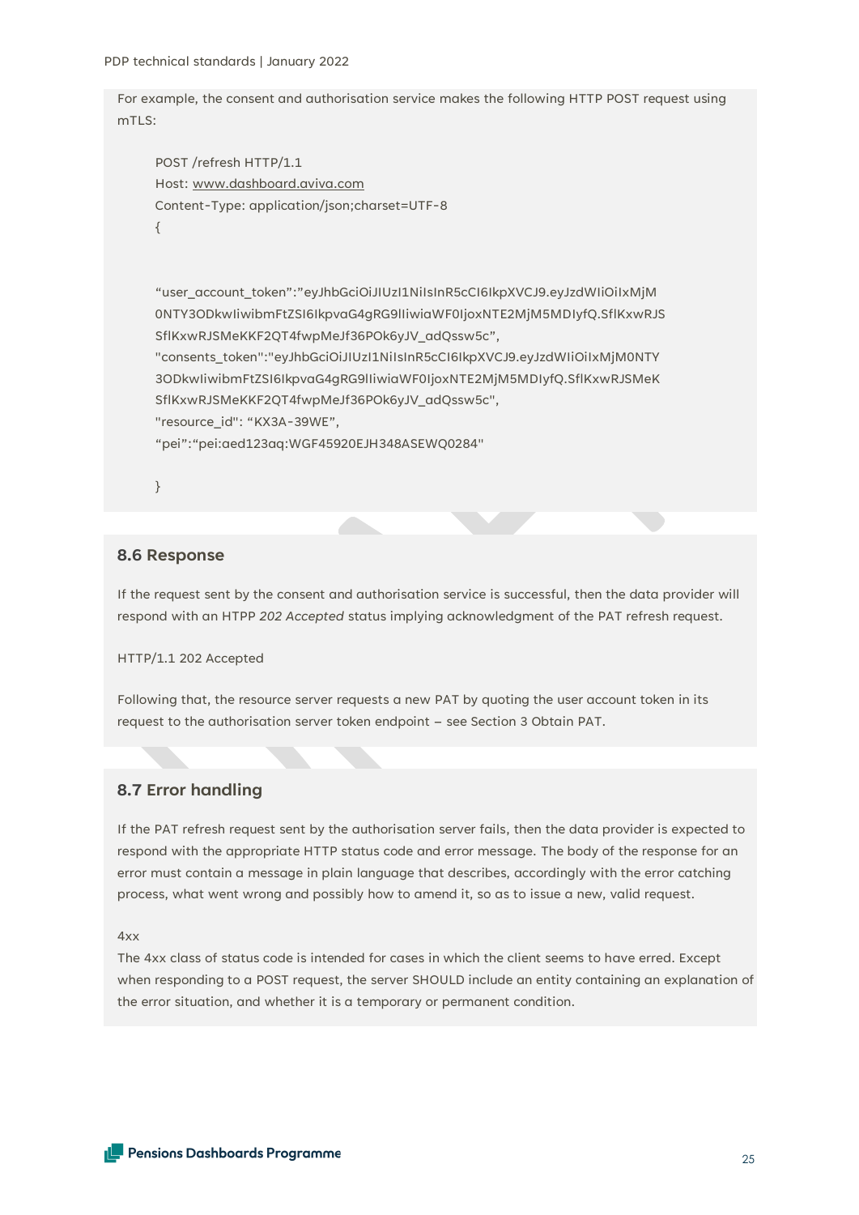For example, the consent and authorisation service makes the following HTTP POST request using mTLS:

```
POST /refresh HTTP/1.1
Host: www.dashboard.aviva.com
Content-Type: application/json;charset=UTF-8
{

"user_account_token":"eyJhbGciOiJIUzI1NiIsInR5cCI6IkpXVCJ9.eyJzdWIiOiIxMjM
0NTY3ODkwIiwibmFtZSI6IkpvaG4gRG9lIiwiaWF0IjoxNTE2MjM5MDIyfQ.SflKxwRJS
SflKxwRJSMeKKF2QT4fwpMeJf36POk6yJV_adQssw5c",
"consents_token":"eyJhbGciOiJIUzI1NiIsInR5cCI6IkpXVCJ9.eyJzdWIiOiIxMjM0NTY
3ODkwIiwibmFtZSI6IkpvaG4gRG9lIiwiaWF0IjoxNTE2MjM5MDIyfQ.SflKxwRJSMeK
SflKxwRJSMeKKF2QT4fwpMeJf36POk6yJV_adQssw5c",
"resource_id": "KX3A-39WE",
"pei":"pei:aed123aq:WGF45920EJH348ASEWQ0284"

}
```

## 8.6 Response

If the request sent by the consent and authorisation service is successful, then the data provider will respond with an HTPP *202 Accepted* status implying acknowledgment of the PAT refresh request.

HTTP/1.1 202 Accepted

Following that, the resource server requests a new PAT by quoting the user account token in its request to the authorisation server token endpoint – see Section 3 Obtain PAT.

## 8.7 Error handling

If the PAT refresh request sent by the authorisation server fails, then the data provider is expected to respond with the appropriate HTTP status code and error message. The body of the response for an error must contain a message in plain language that describes, accordingly with the error catching process, what went wrong and possibly how to amend it, so as to issue a new, valid request.

4xx

The 4xx class of status code is intended for cases in which the client seems to have erred. Except when responding to a POST request, the server SHOULD include an entity containing an explanation of the error situation, and whether it is a temporary or permanent condition.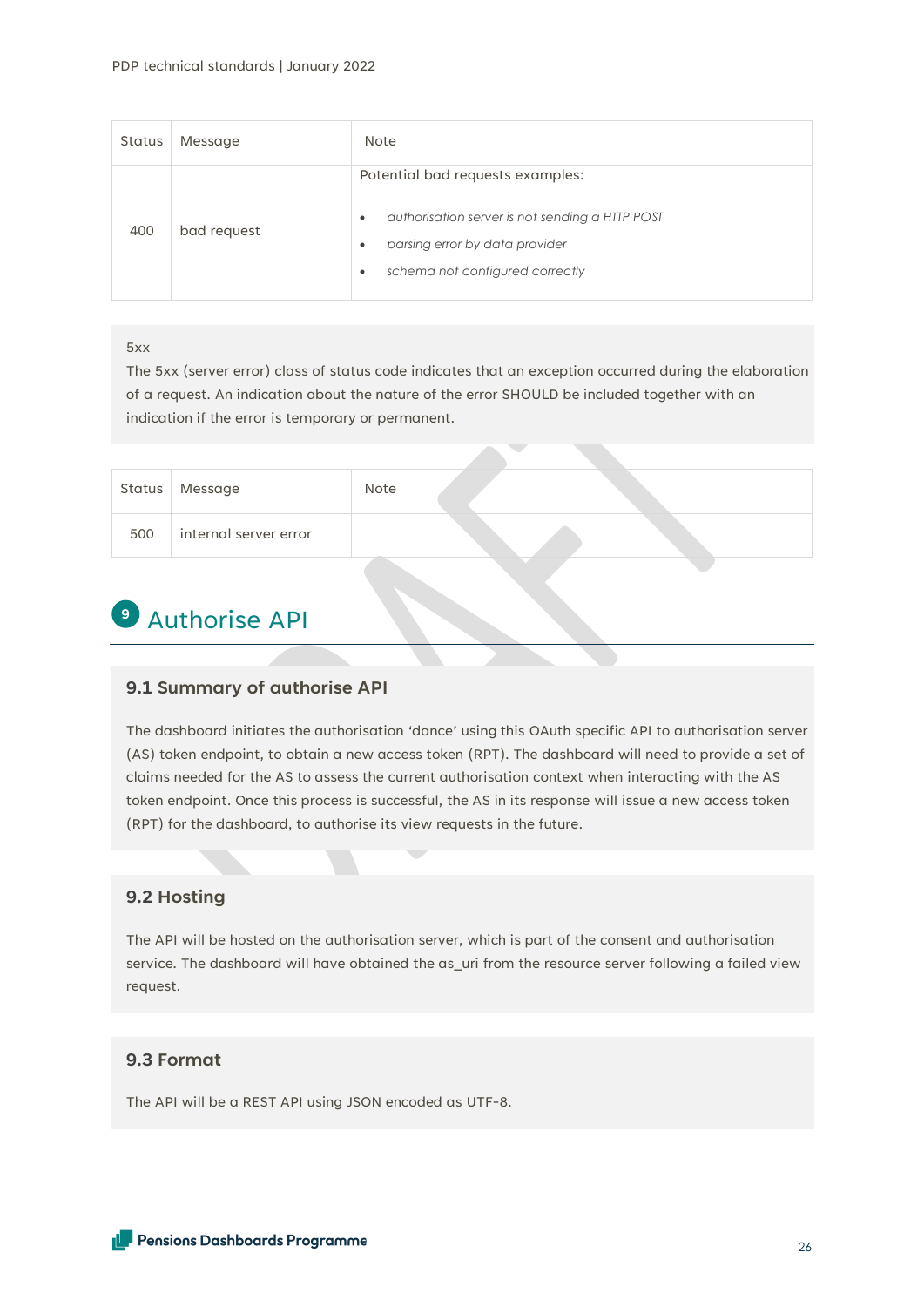| Status | Message | Note |
| --- | --- | --- |
| 400 | bad request | Potential bad requests examples:<br><br>• *authorisation server is not sending a HTTP POST*<br>• *parsing error by data provider*<br>• *schema not configured correctly* |

5xx

The 5xx (server error) class of status code indicates that an exception occurred during the elaboration of a request. An indication about the nature of the error SHOULD be included together with an indication if the error is temporary or permanent.

| Status | Message | Note |
| --- | --- | --- |
| 500 | internal server error | |

# 9 Authorise API

### 9.1 Summary of authorise API

The dashboard initiates the authorisation 'dance' using this OAuth specific API to authorisation server (AS) token endpoint, to obtain a new access token (RPT). The dashboard will need to provide a set of claims needed for the AS to assess the current authorisation context when interacting with the AS token endpoint. Once this process is successful, the AS in its response will issue a new access token (RPT) for the dashboard, to authorise its view requests in the future.

### 9.2 Hosting

The API will be hosted on the authorisation server, which is part of the consent and authorisation service. The dashboard will have obtained the as_uri from the resource server following a failed view request.

### 9.3 Format

The API will be a REST API using JSON encoded as UTF-8.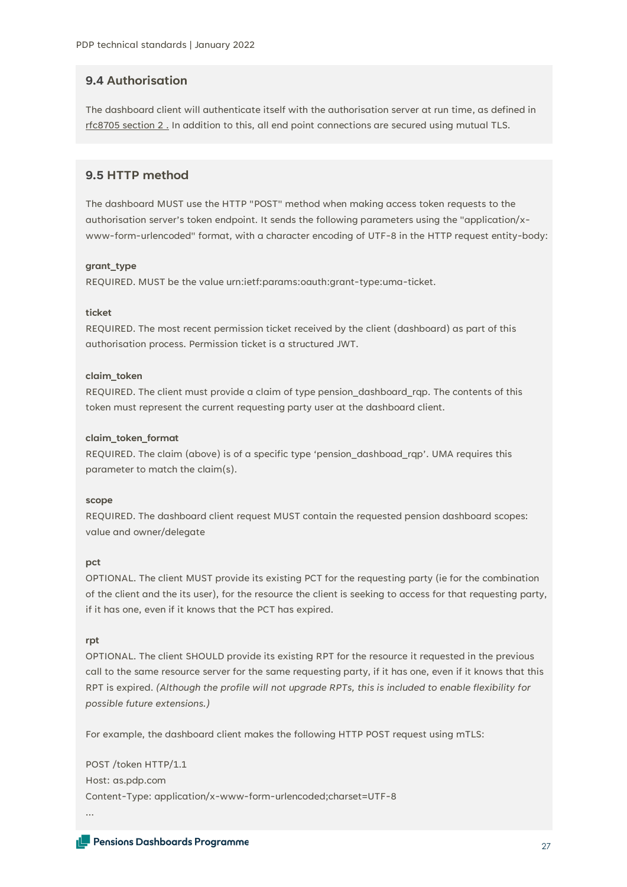## 9.4 Authorisation

The dashboard client will authenticate itself with the authorisation server at run time, as defined in rfc8705 section 2 . In addition to this, all end point connections are secured using mutual TLS.

## 9.5 HTTP method

The dashboard MUST use the HTTP "POST" method when making access token requests to the authorisation server's token endpoint. It sends the following parameters using the "application/x-www-form-urlencoded" format, with a character encoding of UTF-8 in the HTTP request entity-body:

**grant_type**

REQUIRED. MUST be the value urn:ietf:params:oauth:grant-type:uma-ticket.

**ticket**

REQUIRED. The most recent permission ticket received by the client (dashboard) as part of this authorisation process. Permission ticket is a structured JWT.

**claim_token**

REQUIRED. The client must provide a claim of type pension_dashboard_rqp. The contents of this token must represent the current requesting party user at the dashboard client.

**claim_token_format**

REQUIRED. The claim (above) is of a specific type 'pension_dashboad_rqp'. UMA requires this parameter to match the claim(s).

**scope**

REQUIRED. The dashboard client request MUST contain the requested pension dashboard scopes: value and owner/delegate

**pct**

OPTIONAL. The client MUST provide its existing PCT for the requesting party (ie for the combination of the client and the its user), for the resource the client is seeking to access for that requesting party, if it has one, even if it knows that the PCT has expired.

**rpt**

OPTIONAL. The client SHOULD provide its existing RPT for the resource it requested in the previous call to the same resource server for the same requesting party, if it has one, even if it knows that this RPT is expired. *(Although the profile will not upgrade RPTs, this is included to enable flexibility for possible future extensions.)*

For example, the dashboard client makes the following HTTP POST request using mTLS:

```
POST /token HTTP/1.1
Host: as.pdp.com
Content-Type: application/x-www-form-urlencoded;charset=UTF-8
...
```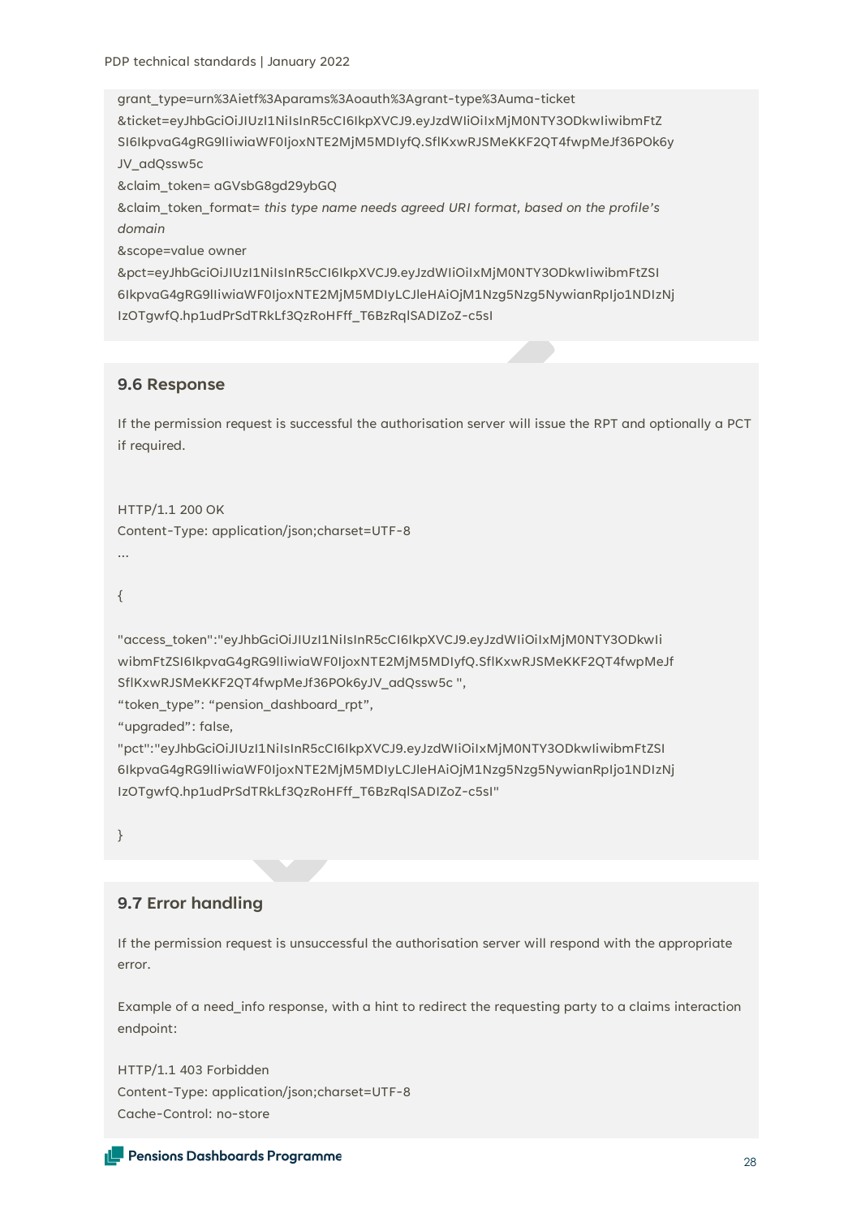```
grant_type=urn%3Aietf%3Aparams%3Aoauth%3Agrant-type%3Auma-ticket
&ticket=eyJhbGciOiJIUzI1NiIsInR5cCI6IkpXVCJ9.eyJzdWIiOiIxMjM0NTY3ODkwIiwibmFtZ
SI6IkpvaG4gRG9lIiwiaWF0IjoxNTE2MjM5MDIyfQ.SflKxwRJSMeKKF2QT4fwpMeJf36POk6y
JV_adQssw5c
&claim_token= aGVsbG8gd29ybGQ
&claim_token_format= this type name needs agreed URI format, based on the profile's
domain
&scope=value owner
&pct=eyJhbGciOiJIUzI1NiIsInR5cCI6IkpXVCJ9.eyJzdWIiOiIxMjM0NTY3ODkwIiwibmFtZSI
6IkpvaG4gRG9lIiwiaWF0IjoxNTE2MjM5MDIyLCJleHAiOjM1Nzg5Nzg5NywianRpIjo1NDIzNj
IzOTgwfQ.hp1udPrSdTRkLf3QzRoHFff_T6BzRqlSADIZoZ-c5sI
```

## 9.6 Response

If the permission request is successful the authorisation server will issue the RPT and optionally a PCT if required.

```
HTTP/1.1 200 OK
Content-Type: application/json;charset=UTF-8
...

{

"access_token":"eyJhbGciOiJIUzI1NiIsInR5cCI6IkpXVCJ9.eyJzdWIiOiIxMjM0NTY3ODkwIi
wibmFtZSI6IkpvaG4gRG9lIiwiaWF0IjoxNTE2MjM5MDIyfQ.SflKxwRJSMeKKF2QT4fwpMeJf
SflKxwRJSMeKKF2QT4fwpMeJf36POk6yJV_adQssw5c ",
"token_type": "pension_dashboard_rpt",
"upgraded": false,
"pct":"eyJhbGciOiJIUzI1NiIsInR5cCI6IkpXVCJ9.eyJzdWIiOiIxMjM0NTY3ODkwIiwibmFtZSI
6IkpvaG4gRG9lIiwiaWF0IjoxNTE2MjM5MDIyLCJleHAiOjM1Nzg5Nzg5NywianRpIjo1NDIzNj
IzOTgwfQ.hp1udPrSdTRkLf3QzRoHFff_T6BzRqlSADIZoZ-c5sI"

}
```

## 9.7 Error handling

If the permission request is unsuccessful the authorisation server will respond with the appropriate error.

Example of a need_info response, with a hint to redirect the requesting party to a claims interaction endpoint:

```
HTTP/1.1 403 Forbidden
Content-Type: application/json;charset=UTF-8
Cache-Control: no-store
```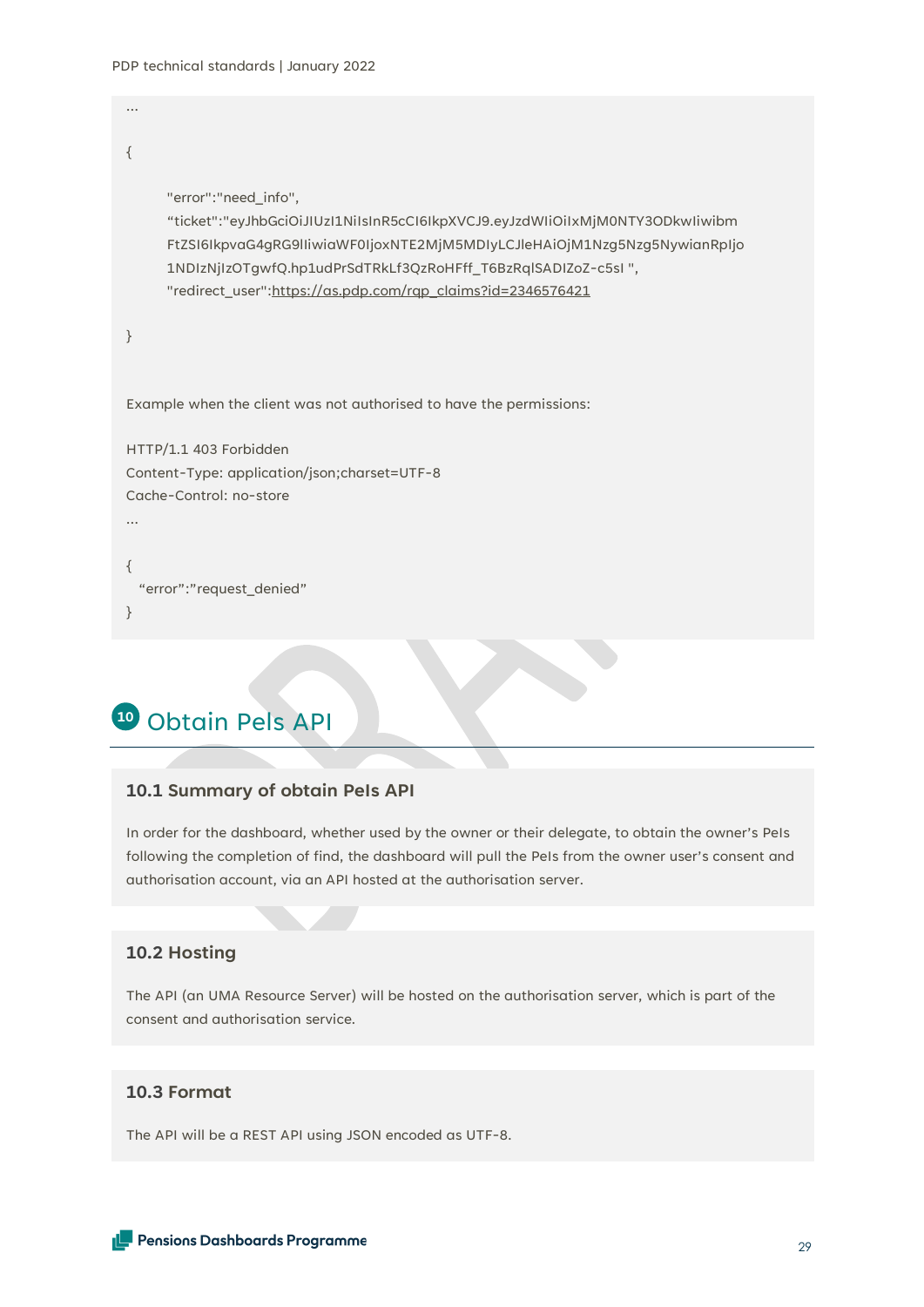```
...

{

        "error":"need_info",
        “ticket":"eyJhbGciOiJIUzI1NiIsInR5cCI6IkpXVCJ9.eyJzdWIiOiIxMjM0NTY3ODkwIiwibm
        FtZSI6IkpvaG4gRG9lIiwiaWF0IjoxNTE2MjM5MDIyLCJleHAiOjM1Nzg5Nzg5NywianRpIjo
        1NDIzNjIzOTgwfQ.hp1udPrSdTRkLf3QzRoHFff_T6BzRqlSADIZoZ-c5sI ",
        "redirect_user":https://as.pdp.com/rqp_claims?id=2346576421

}


Example when the client was not authorised to have the permissions:

HTTP/1.1 403 Forbidden
Content-Type: application/json;charset=UTF-8
Cache-Control: no-store
...

{
  “error”:”request_denied”
}
```

## 10 Obtain PeIs API

### 10.1 Summary of obtain PeIs API

In order for the dashboard, whether used by the owner or their delegate, to obtain the owner’s PeIs following the completion of find, the dashboard will pull the PeIs from the owner user’s consent and authorisation account, via an API hosted at the authorisation server.

### 10.2 Hosting

The API (an UMA Resource Server) will be hosted on the authorisation server, which is part of the consent and authorisation service.

### 10.3 Format

The API will be a REST API using JSON encoded as UTF-8.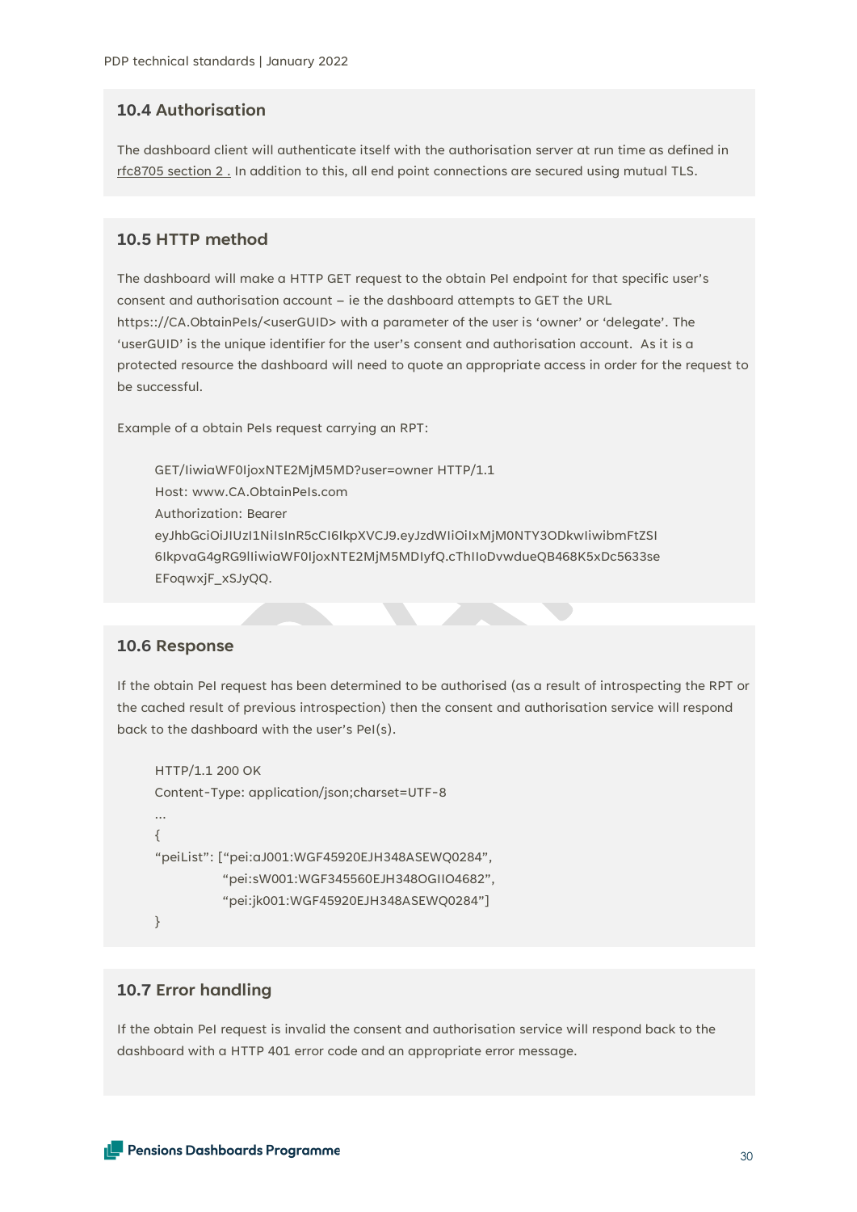## 10.4 Authorisation

The dashboard client will authenticate itself with the authorisation server at run time as defined in rfc8705 section 2 . In addition to this, all end point connections are secured using mutual TLS.

## 10.5 HTTP method

The dashboard will make a HTTP GET request to the obtain PeI endpoint for that specific user's consent and authorisation account – ie the dashboard attempts to GET the URL https:://CA.ObtainPeIs/<userGUID> with a parameter of the user is 'owner' or 'delegate'. The 'userGUID' is the unique identifier for the user's consent and authorisation account. As it is a protected resource the dashboard will need to quote an appropriate access in order for the request to be successful.

Example of a obtain PeIs request carrying an RPT:

```
GET/IiwiaWF0IjoxNTE2MjM5MD?user=owner HTTP/1.1
Host: www.CA.ObtainPeIs.com
Authorization: Bearer
eyJhbGciOiJIUzI1NiIsInR5cCI6IkpXVCJ9.eyJzdWIiOiIxMjM0NTY3ODkwIiwibmFtZSI
6IkpvaG4gRG9lIiwiaWF0IjoxNTE2MjM5MDIyfQ.cThIIoDvwdueQB468K5xDc5633se
EFoqwxjF_xSJyQQ.
```

## 10.6 Response

If the obtain PeI request has been determined to be authorised (as a result of introspecting the RPT or the cached result of previous introspection) then the consent and authorisation service will respond back to the dashboard with the user's PeI(s).

```
HTTP/1.1 200 OK
Content-Type: application/json;charset=UTF-8
...
{
"peiList": ["pei:aJ001:WGF45920EJH348ASEWQ0284",
            "pei:sW001:WGF345560EJH348OGIIO4682",
            "pei:jk001:WGF45920EJH348ASEWQ0284"]
}
```

## 10.7 Error handling

If the obtain PeI request is invalid the consent and authorisation service will respond back to the dashboard with a HTTP 401 error code and an appropriate error message.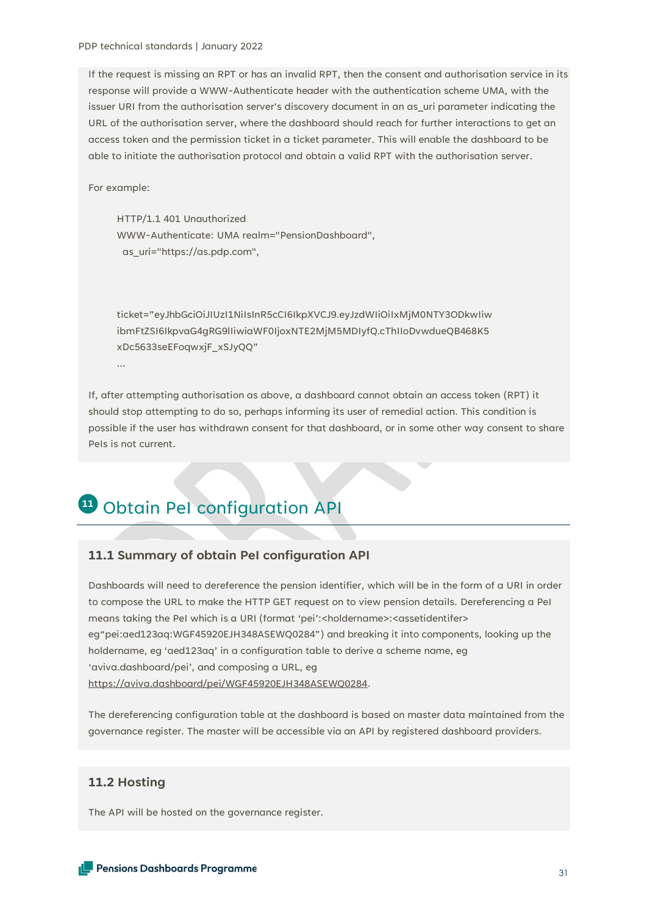If the request is missing an RPT or has an invalid RPT, then the consent and authorisation service in its response will provide a WWW-Authenticate header with the authentication scheme UMA, with the issuer URI from the authorisation server's discovery document in an as_uri parameter indicating the URL of the authorisation server, where the dashboard should reach for further interactions to get an access token and the permission ticket in a ticket parameter. This will enable the dashboard to be able to initiate the authorisation protocol and obtain a valid RPT with the authorisation server.

For example:

```
HTTP/1.1 401 Unauthorized
WWW-Authenticate: UMA realm="PensionDashboard",
  as_uri="https://as.pdp.com",



ticket="eyJhbGciOiJIUzI1NiIsInR5cCI6IkpXVCJ9.eyJzdWIiOiIxMjM0NTY3ODkwIiw
ibmFtZSI6IkpvaG4gRG9lIiwiaWF0IjoxNTE2MjM5MDIyfQ.cThIIoDvwdueQB468K5
xDc5633seEFoqwxjF_xSJyQQ"
...
```

If, after attempting authorisation as above, a dashboard cannot obtain an access token (RPT) it should stop attempting to do so, perhaps informing its user of remedial action. This condition is possible if the user has withdrawn consent for that dashboard, or in some other way consent to share PeIs is not current.

# 11 Obtain PeI configuration API

## 11.1 Summary of obtain PeI configuration API

Dashboards will need to dereference the pension identifier, which will be in the form of a URI in order to compose the URL to make the HTTP GET request on to view pension details. Dereferencing a PeI means taking the PeI which is a URI (format 'pei':<holdername>:<assetidentifer> eg"pei:aed123aq:WGF45920EJH348ASEWQ0284") and breaking it into components, looking up the holdername, eg 'aed123aq' in a configuration table to derive a scheme name, eg 'aviva.dashboard/pei', and composing a URL, eg https://aviva.dashboard/pei/WGF45920EJH348ASEWQ0284.

The dereferencing configuration table at the dashboard is based on master data maintained from the governance register. The master will be accessible via an API by registered dashboard providers.

## 11.2 Hosting

The API will be hosted on the governance register.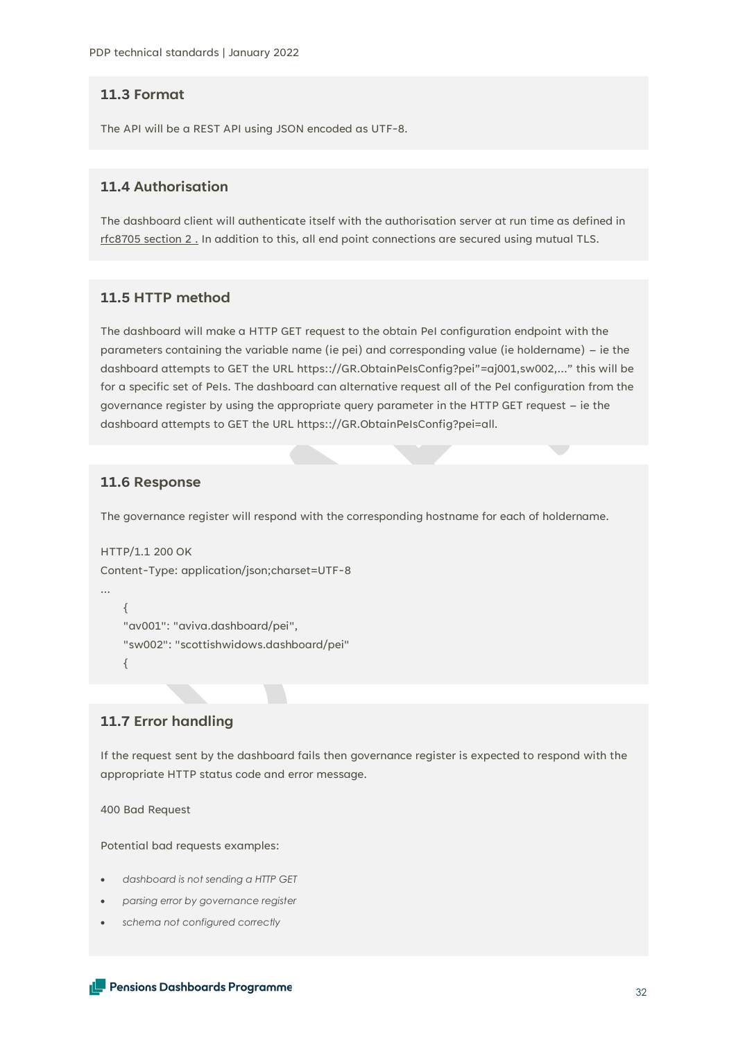## 11.3 Format

The API will be a REST API using JSON encoded as UTF-8.

## 11.4 Authorisation

The dashboard client will authenticate itself with the authorisation server at run time as defined in rfc8705 section 2 . In addition to this, all end point connections are secured using mutual TLS.

## 11.5 HTTP method

The dashboard will make a HTTP GET request to the obtain PeI configuration endpoint with the parameters containing the variable name (ie pei) and corresponding value (ie holdername) – ie the dashboard attempts to GET the URL https::/GR.ObtainPeIsConfig?pei"=aj001,sw002,..." this will be for a specific set of PeIs. The dashboard can alternative request all of the PeI configuration from the governance register by using the appropriate query parameter in the HTTP GET request – ie the dashboard attempts to GET the URL https:://GR.ObtainPeIsConfig?pei=all.

## 11.6 Response

The governance register will respond with the corresponding hostname for each of holdername.

```
HTTP/1.1 200 OK
Content-Type: application/json;charset=UTF-8
...
    {
    "av001": "aviva.dashboard/pei",
    "sw002": "scottishwidows.dashboard/pei"
    {
```

## 11.7 Error handling

If the request sent by the dashboard fails then governance register is expected to respond with the appropriate HTTP status code and error message.

400 Bad Request

Potential bad requests examples:

- *dashboard is not sending a HTTP GET*
- *parsing error by governance register*
- *schema not configured correctly*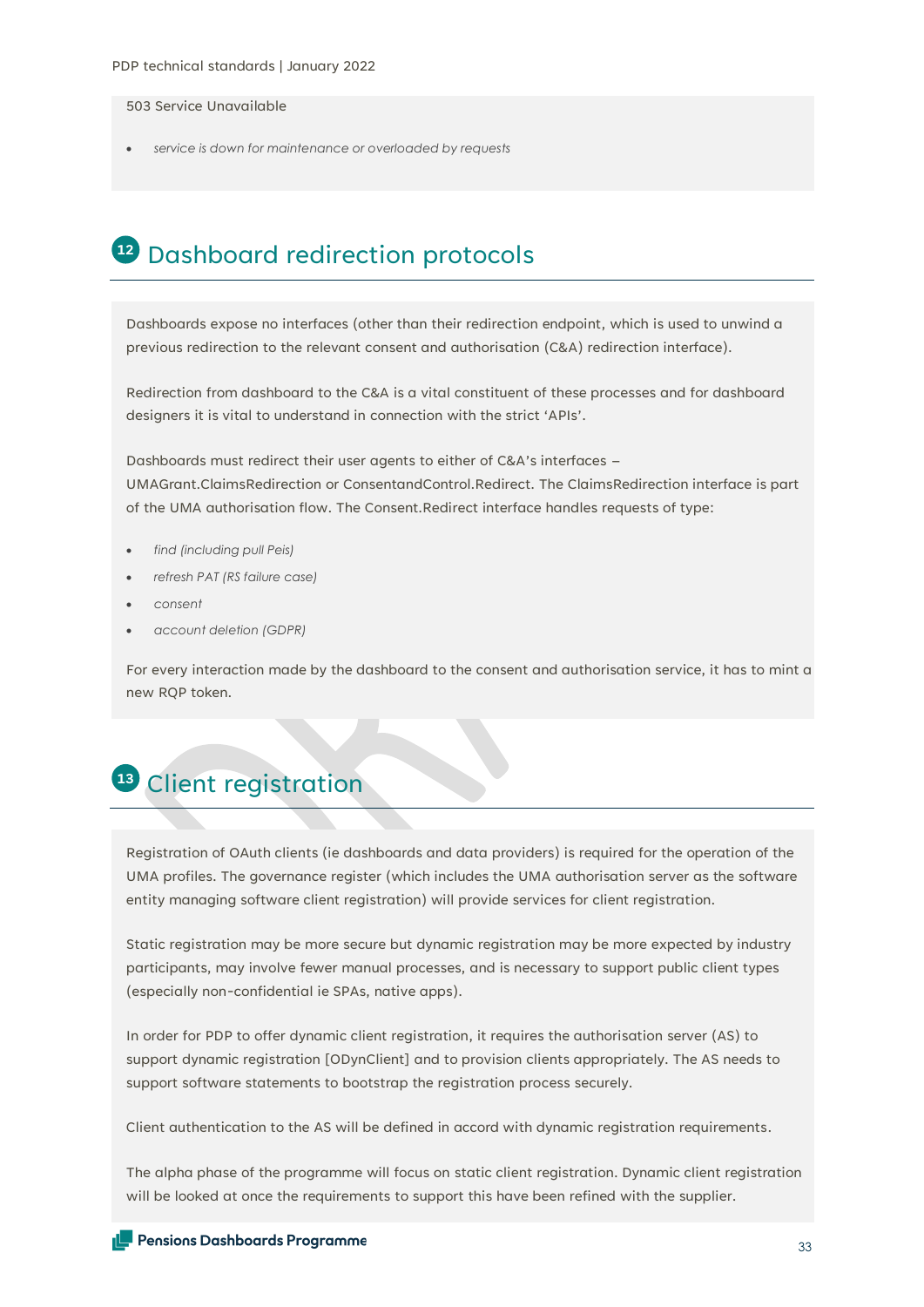503 Service Unavailable

- *service is down for maintenance or overloaded by requests*

## 12 Dashboard redirection protocols

Dashboards expose no interfaces (other than their redirection endpoint, which is used to unwind a previous redirection to the relevant consent and authorisation (C&A) redirection interface).

Redirection from dashboard to the C&A is a vital constituent of these processes and for dashboard designers it is vital to understand in connection with the strict 'APIs'.

Dashboards must redirect their user agents to either of C&A's interfaces – UMAGrant.ClaimsRedirection or ConsentandControl.Redirect. The ClaimsRedirection interface is part of the UMA authorisation flow. The Consent.Redirect interface handles requests of type:

- *find (including pull Peis)*
- *refresh PAT (RS failure case)*
- *consent*
- *account deletion (GDPR)*

For every interaction made by the dashboard to the consent and authorisation service, it has to mint a new RQP token.

## 13 Client registration

Registration of OAuth clients (ie dashboards and data providers) is required for the operation of the UMA profiles. The governance register (which includes the UMA authorisation server as the software entity managing software client registration) will provide services for client registration.

Static registration may be more secure but dynamic registration may be more expected by industry participants, may involve fewer manual processes, and is necessary to support public client types (especially non-confidential ie SPAs, native apps).

In order for PDP to offer dynamic client registration, it requires the authorisation server (AS) to support dynamic registration [ODynClient] and to provision clients appropriately. The AS needs to support software statements to bootstrap the registration process securely.

Client authentication to the AS will be defined in accord with dynamic registration requirements.

The alpha phase of the programme will focus on static client registration. Dynamic client registration will be looked at once the requirements to support this have been refined with the supplier.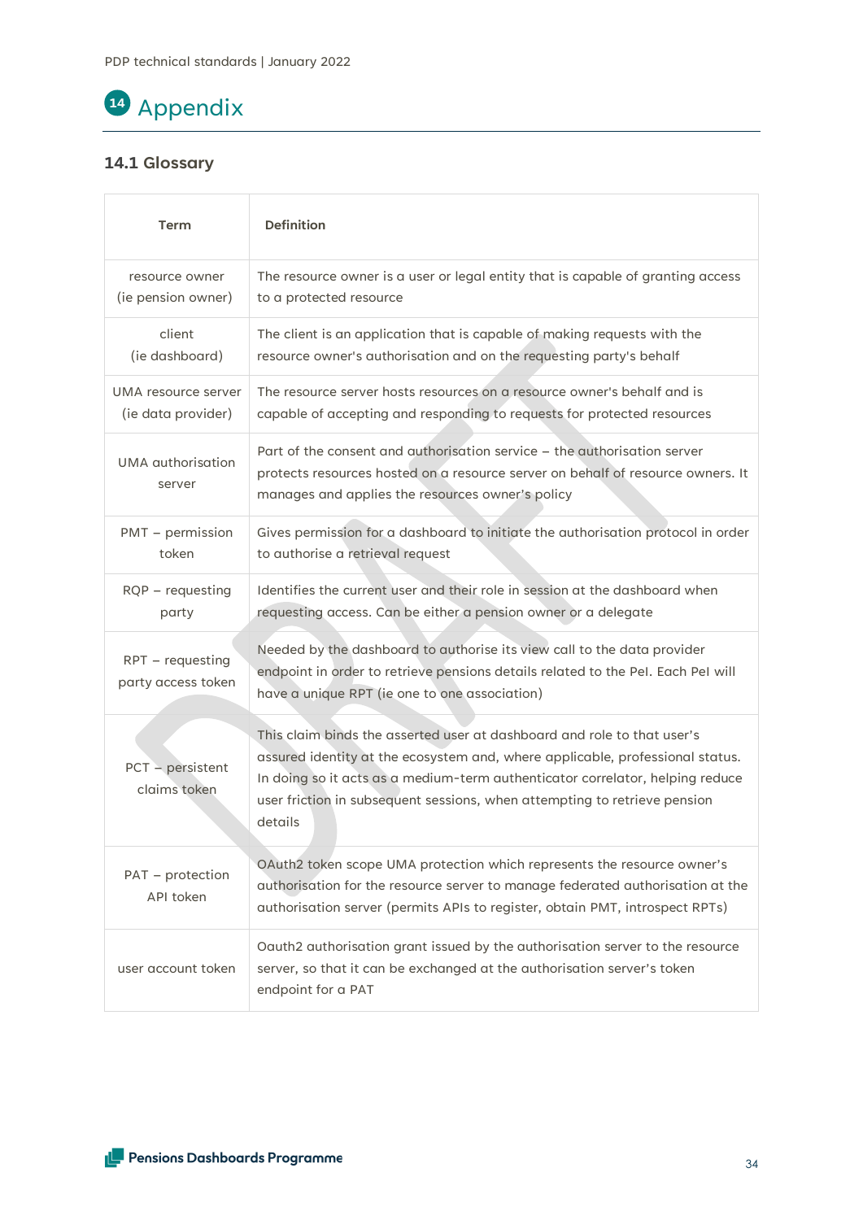# 14 Appendix

## 14.1 Glossary

| Term | Definition |
|---|---|
| resource owner (ie pension owner) | The resource owner is a user or legal entity that is capable of granting access to a protected resource |
| client (ie dashboard) | The client is an application that is capable of making requests with the resource owner's authorisation and on the requesting party's behalf |
| UMA resource server (ie data provider) | The resource server hosts resources on a resource owner's behalf and is capable of accepting and responding to requests for protected resources |
| UMA authorisation server | Part of the consent and authorisation service – the authorisation server protects resources hosted on a resource server on behalf of resource owners. It manages and applies the resources owner's policy |
| PMT – permission token | Gives permission for a dashboard to initiate the authorisation protocol in order to authorise a retrieval request |
| RQP – requesting party | Identifies the current user and their role in session at the dashboard when requesting access. Can be either a pension owner or a delegate |
| RPT – requesting party access token | Needed by the dashboard to authorise its view call to the data provider endpoint in order to retrieve pensions details related to the PeI. Each PeI will have a unique RPT (ie one to one association) |
| PCT – persistent claims token | This claim binds the asserted user at dashboard and role to that user's assured identity at the ecosystem and, where applicable, professional status. In doing so it acts as a medium-term authenticator correlator, helping reduce user friction in subsequent sessions, when attempting to retrieve pension details |
| PAT – protection API token | OAuth2 token scope UMA protection which represents the resource owner's authorisation for the resource server to manage federated authorisation at the authorisation server (permits APIs to register, obtain PMT, introspect RPTs) |
| user account token | Oauth2 authorisation grant issued by the authorisation server to the resource server, so that it can be exchanged at the authorisation server's token endpoint for a PAT |